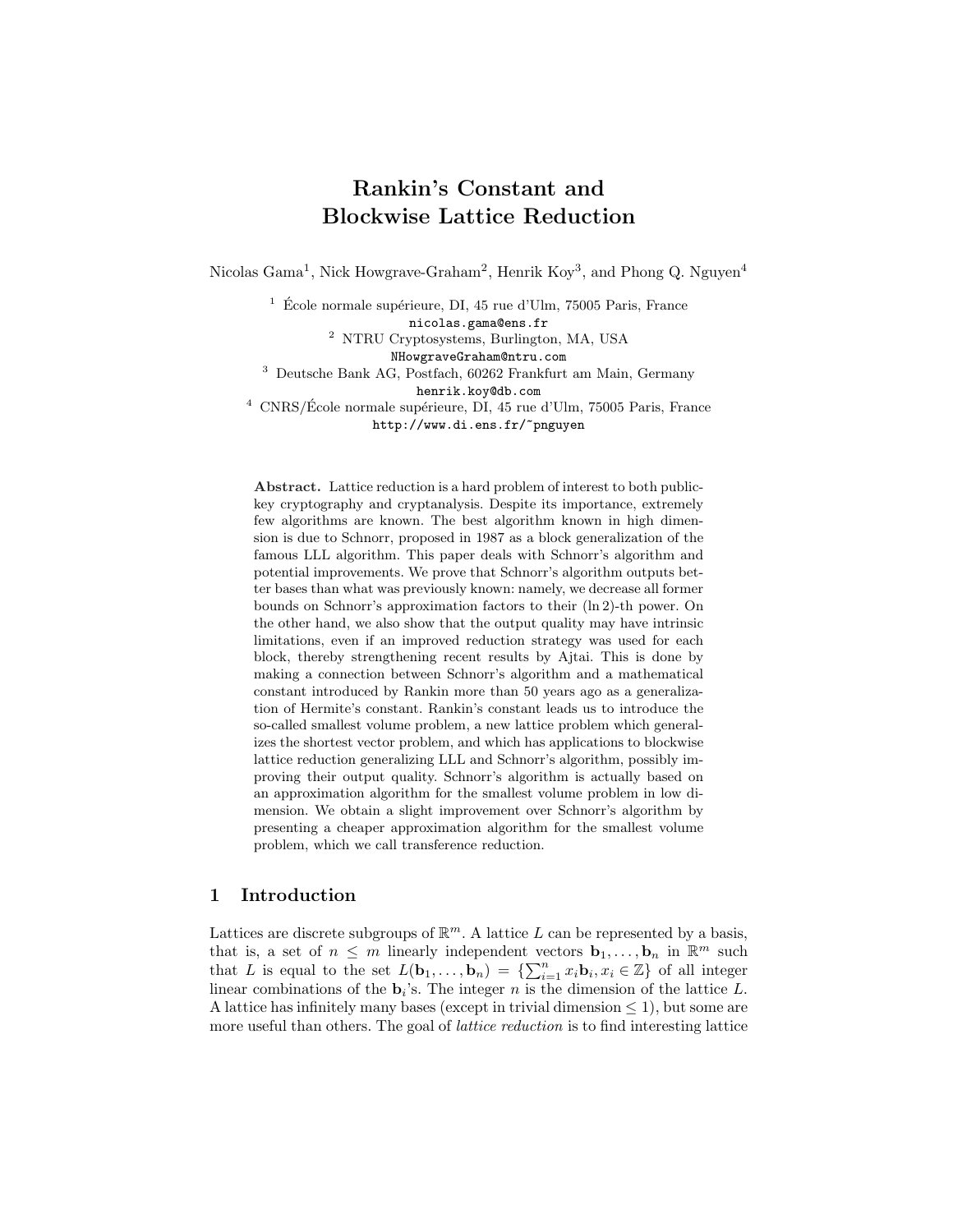# Rankin's Constant and Blockwise Lattice Reduction

Nicolas Gama[1], Nick Howgrave-Graham[2], Henrik Koy[3], and Phong Q. Nguyen[4]

[1] École normale supérieure, DI, 45 rue d'Ulm, 75005 Paris, France
nicolas.gama@ens.fr

[2] NTRU Cryptosystems, Burlington, MA, USA
NHowgraveGraham@ntru.com

[3] Deutsche Bank AG, Postfach, 60262 Frankfurt am Main, Germany
henrik.koy@db.com

[4] CNRS/École normale supérieure, DI, 45 rue d'Ulm, 75005 Paris, France
http://www.di.ens.fr/~pnguyen

**Abstract.** Lattice reduction is a hard problem of interest to both public-key cryptography and cryptanalysis. Despite its importance, extremely few algorithms are known. The best algorithm known in high dimension is due to Schnorr, proposed in 1987 as a block generalization of the famous LLL algorithm. This paper deals with Schnorr's algorithm and potential improvements. We prove that Schnorr's algorithm outputs better bases than what was previously known: namely, we decrease all former bounds on Schnorr's approximation factors to their $(\ln 2)$-th power. On the other hand, we also show that the output quality may have intrinsic limitations, even if an improved reduction strategy was used for each block, thereby strengthening recent results by Ajtai. This is done by making a connection between Schnorr's algorithm and a mathematical constant introduced by Rankin more than 50 years ago as a generalization of Hermite's constant. Rankin's constant leads us to introduce the so-called smallest volume problem, a new lattice problem which generalizes the shortest vector problem, and which has applications to blockwise lattice reduction generalizing LLL and Schnorr's algorithm, possibly improving their output quality. Schnorr's algorithm is actually based on an approximation algorithm for the smallest volume problem in low dimension. We obtain a slight improvement over Schnorr's algorithm by presenting a cheaper approximation algorithm for the smallest volume problem, which we call transference reduction.

## 1 Introduction

Lattices are discrete subgroups of $\mathbb{R}^m$. A lattice $L$ can be represented by a basis, that is, a set of $n \leq m$ linearly independent vectors $\mathbf{b}_1, \ldots, \mathbf{b}_n$ in $\mathbb{R}^m$ such that $L$ is equal to the set $L(\mathbf{b}_1, \ldots, \mathbf{b}_n) = \{\sum_{i=1}^{n} x_i \mathbf{b}_i, x_i \in \mathbb{Z}\}$ of all integer linear combinations of the $\mathbf{b}_i$'s. The integer $n$ is the dimension of the lattice $L$. A lattice has infinitely many bases (except in trivial dimension $\leq 1$), but some are more useful than others. The goal of *lattice reduction* is to find interesting lattice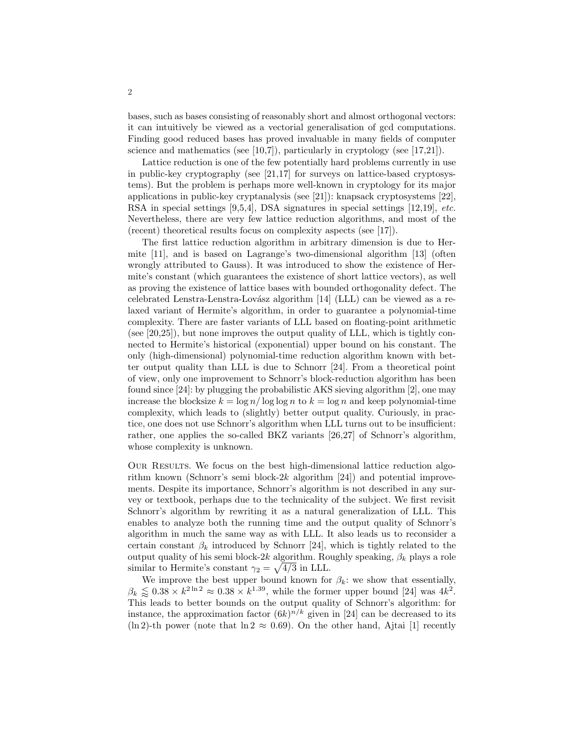bases, such as bases consisting of reasonably short and almost orthogonal vectors: it can intuitively be viewed as a vectorial generalisation of gcd computations. Finding good reduced bases has proved invaluable in many fields of computer science and mathematics (see [10,7]), particularly in cryptology (see [17,21]).

Lattice reduction is one of the few potentially hard problems currently in use in public-key cryptography (see [21,17] for surveys on lattice-based cryptosystems). But the problem is perhaps more well-known in cryptology for its major applications in public-key cryptanalysis (see [21]): knapsack cryptosystems [22], RSA in special settings [9,5,4], DSA signatures in special settings [12,19], *etc.* Nevertheless, there are very few lattice reduction algorithms, and most of the (recent) theoretical results focus on complexity aspects (see [17]).

The first lattice reduction algorithm in arbitrary dimension is due to Hermite [11], and is based on Lagrange's two-dimensional algorithm [13] (often wrongly attributed to Gauss). It was introduced to show the existence of Hermite's constant (which guarantees the existence of short lattice vectors), as well as proving the existence of lattice bases with bounded orthogonality defect. The celebrated Lenstra-Lenstra-Lovász algorithm [14] (LLL) can be viewed as a relaxed variant of Hermite's algorithm, in order to guarantee a polynomial-time complexity. There are faster variants of LLL based on floating-point arithmetic (see [20,25]), but none improves the output quality of LLL, which is tightly connected to Hermite's historical (exponential) upper bound on his constant. The only (high-dimensional) polynomial-time reduction algorithm known with better output quality than LLL is due to Schnorr [24]. From a theoretical point of view, only one improvement to Schnorr's block-reduction algorithm has been found since [24]: by plugging the probabilistic AKS sieving algorithm [2], one may increase the blocksize $k = \log n / \log \log n$ to $k = \log n$ and keep polynomial-time complexity, which leads to (slightly) better output quality. Curiously, in practice, one does not use Schnorr's algorithm when LLL turns out to be insufficient: rather, one applies the so-called BKZ variants [26,27] of Schnorr's algorithm, whose complexity is unknown.

Our Results. We focus on the best high-dimensional lattice reduction algorithm known (Schnorr's semi block-$2k$ algorithm [24]) and potential improvements. Despite its importance, Schnorr's algorithm is not described in any survey or textbook, perhaps due to the technicality of the subject. We first revisit Schnorr's algorithm by rewriting it as a natural generalization of LLL. This enables to analyze both the running time and the output quality of Schnorr's algorithm in much the same way as with LLL. It also leads us to reconsider a certain constant $\beta_k$ introduced by Schnorr [24], which is tightly related to the output quality of his semi block-$2k$ algorithm. Roughly speaking, $\beta_k$ plays a role similar to Hermite's constant $\gamma_2 = \sqrt{4/3}$ in LLL.

We improve the best upper bound known for $\beta_k$: we show that essentially, $\beta_k \lessapprox 0.38 \times k^{2 \ln 2} \approx 0.38 \times k^{1.39}$, while the former upper bound [24] was $4k^2$. This leads to better bounds on the output quality of Schnorr's algorithm: for instance, the approximation factor $(6k)^{n/k}$ given in [24] can be decreased to its $(\ln 2)$-th power (note that $\ln 2 \approx 0.69$). On the other hand, Ajtai [1] recently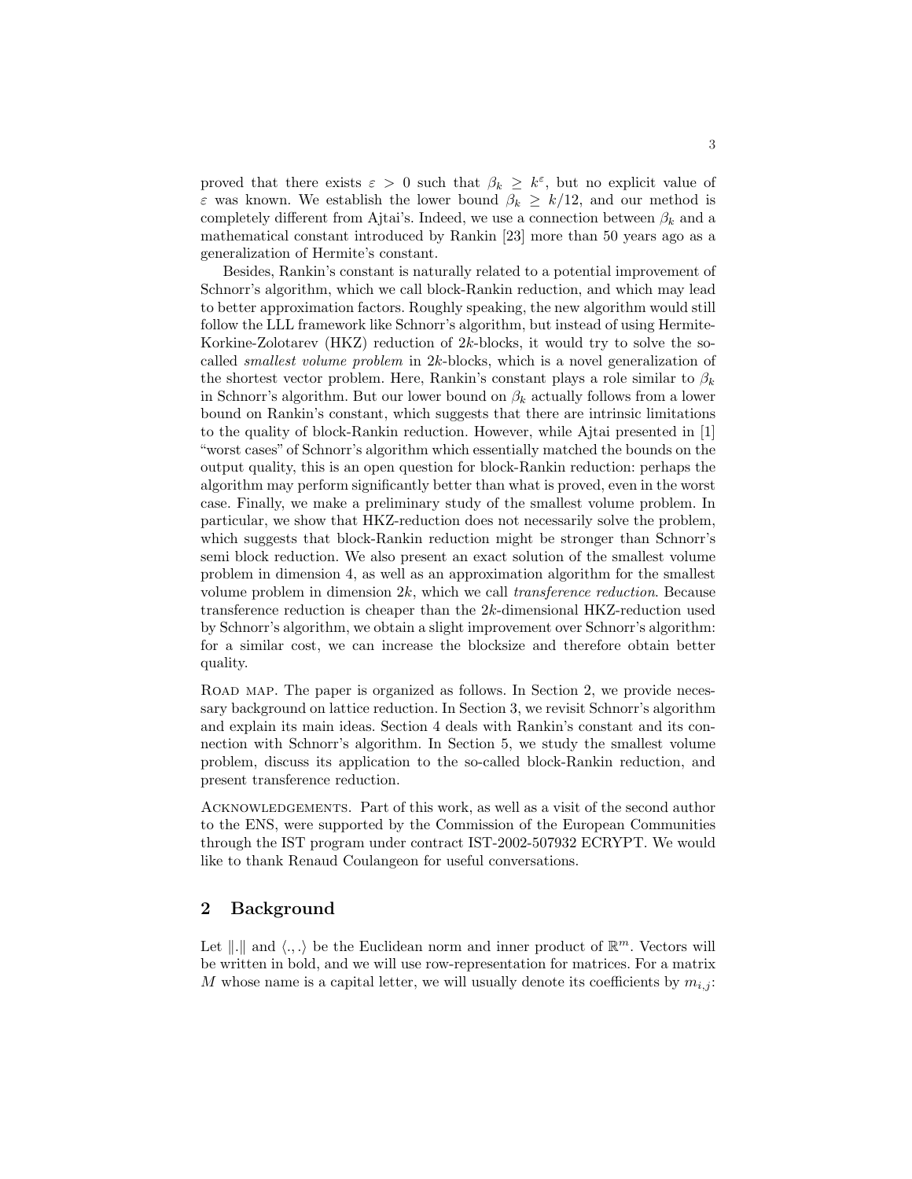proved that there exists $\varepsilon > 0$ such that $\beta_k \geq k^\varepsilon$, but no explicit value of $\varepsilon$ was known. We establish the lower bound $\beta_k \geq k/12$, and our method is completely different from Ajtai's. Indeed, we use a connection between $\beta_k$ and a mathematical constant introduced by Rankin [23] more than 50 years ago as a generalization of Hermite's constant.

Besides, Rankin's constant is naturally related to a potential improvement of Schnorr's algorithm, which we call block-Rankin reduction, and which may lead to better approximation factors. Roughly speaking, the new algorithm would still follow the LLL framework like Schnorr's algorithm, but instead of using Hermite-Korkine-Zolotarev (HKZ) reduction of $2k$-blocks, it would try to solve the so-called *smallest volume problem* in $2k$-blocks, which is a novel generalization of the shortest vector problem. Here, Rankin's constant plays a role similar to $\beta_k$ in Schnorr's algorithm. But our lower bound on $\beta_k$ actually follows from a lower bound on Rankin's constant, which suggests that there are intrinsic limitations to the quality of block-Rankin reduction. However, while Ajtai presented in [1] "worst cases" of Schnorr's algorithm which essentially matched the bounds on the output quality, this is an open question for block-Rankin reduction: perhaps the algorithm may perform significantly better than what is proved, even in the worst case. Finally, we make a preliminary study of the smallest volume problem. In particular, we show that HKZ-reduction does not necessarily solve the problem, which suggests that block-Rankin reduction might be stronger than Schnorr's semi block reduction. We also present an exact solution of the smallest volume problem in dimension 4, as well as an approximation algorithm for the smallest volume problem in dimension $2k$, which we call *transference reduction*. Because transference reduction is cheaper than the $2k$-dimensional HKZ-reduction used by Schnorr's algorithm, we obtain a slight improvement over Schnorr's algorithm: for a similar cost, we can increase the blocksize and therefore obtain better quality.

Road map. The paper is organized as follows. In Section 2, we provide necessary background on lattice reduction. In Section 3, we revisit Schnorr's algorithm and explain its main ideas. Section 4 deals with Rankin's constant and its connection with Schnorr's algorithm. In Section 5, we study the smallest volume problem, discuss its application to the so-called block-Rankin reduction, and present transference reduction.

Acknowledgements. Part of this work, as well as a visit of the second author to the ENS, were supported by the Commission of the European Communities through the IST program under contract IST-2002-507932 ECRYPT. We would like to thank Renaud Coulangeon for useful conversations.

## 2 Background

Let $\|.\|$ and $\langle ., . \rangle$ be the Euclidean norm and inner product of $\mathbb{R}^m$. Vectors will be written in bold, and we will use row-representation for matrices. For a matrix $M$ whose name is a capital letter, we will usually denote its coefficients by $m_{i,j}$: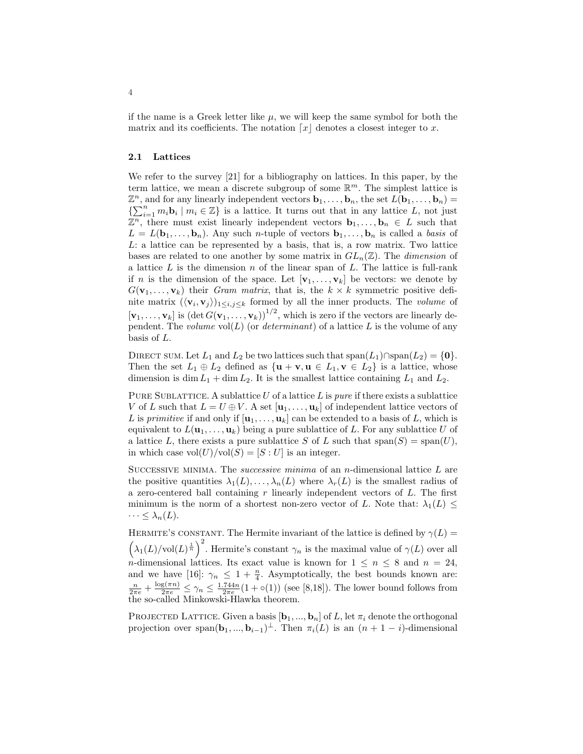if the name is a Greek letter like $\mu$, we will keep the same symbol for both the matrix and its coefficients. The notation $\lceil x \rfloor$ denotes a closest integer to $x$.

### 2.1 Lattices

We refer to the survey [21] for a bibliography on lattices. In this paper, by the term lattice, we mean a discrete subgroup of some $\mathbb{R}^m$. The simplest lattice is $\mathbb{Z}^n$, and for any linearly independent vectors $\mathbf{b}_1, \ldots, \mathbf{b}_n$, the set $L(\mathbf{b}_1, \ldots, \mathbf{b}_n) = \{\sum_{i=1}^n m_i \mathbf{b}_i \mid m_i \in \mathbb{Z}\}$ is a lattice. It turns out that in any lattice $L$, not just $\mathbb{Z}^n$, there must exist linearly independent vectors $\mathbf{b}_1, \ldots, \mathbf{b}_n \in L$ such that $L = L(\mathbf{b}_1, \ldots, \mathbf{b}_n)$. Any such $n$-tuple of vectors $\mathbf{b}_1, \ldots, \mathbf{b}_n$ is called a *basis* of $L$: a lattice can be represented by a basis, that is, a row matrix. Two lattice bases are related to one another by some matrix in $GL_n(\mathbb{Z})$. The *dimension* of a lattice $L$ is the dimension $n$ of the linear span of $L$. The lattice is full-rank if $n$ is the dimension of the space. Let $[\mathbf{v}_1, \ldots, \mathbf{v}_k]$ be vectors: we denote by $G(\mathbf{v}_1, \ldots, \mathbf{v}_k)$ their *Gram matrix*, that is, the $k \times k$ symmetric positive definite matrix $(\langle \mathbf{v}_i, \mathbf{v}_j \rangle)_{1 \le i,j \le k}$ formed by all the inner products. The *volume* of $[\mathbf{v}_1, \ldots, \mathbf{v}_k]$ is $(\det G(\mathbf{v}_1, \ldots, \mathbf{v}_k))^{1/2}$, which is zero if the vectors are linearly dependent. The *volume* $\mathrm{vol}(L)$ (or *determinant*) of a lattice $L$ is the volume of any basis of $L$.

Direct sum. Let $L_1$ and $L_2$ be two lattices such that $\mathrm{span}(L_1) \cap \mathrm{span}(L_2) = \{\mathbf{0}\}$. Then the set $L_1 \oplus L_2$ defined as $\{\mathbf{u} + \mathbf{v}, \mathbf{u} \in L_1, \mathbf{v} \in L_2\}$ is a lattice, whose dimension is $\dim L_1 + \dim L_2$. It is the smallest lattice containing $L_1$ and $L_2$.

Pure Sublattice. A sublattice $U$ of a lattice $L$ is *pure* if there exists a sublattice $V$ of $L$ such that $L = U \oplus V$. A set $[\mathbf{u}_1, \ldots, \mathbf{u}_k]$ of independent lattice vectors of $L$ is *primitive* if and only if $[\mathbf{u}_1, \ldots, \mathbf{u}_k]$ can be extended to a basis of $L$, which is equivalent to $L(\mathbf{u}_1, \ldots, \mathbf{u}_k)$ being a pure sublattice of $L$. For any sublattice $U$ of a lattice $L$, there exists a pure sublattice $S$ of $L$ such that $\mathrm{span}(S) = \mathrm{span}(U)$, in which case $\mathrm{vol}(U)/\mathrm{vol}(S) = [S : U]$ is an integer.

Successive minima. The *successive minima* of an $n$-dimensional lattice $L$ are the positive quantities $\lambda_1(L), \ldots, \lambda_n(L)$ where $\lambda_r(L)$ is the smallest radius of a zero-centered ball containing $r$ linearly independent vectors of $L$. The first minimum is the norm of a shortest non-zero vector of $L$. Note that: $\lambda_1(L) \le \cdots \le \lambda_n(L)$.

Hermite's constant. The Hermite invariant of the lattice is defined by $\gamma(L) = \left(\lambda_1(L)/\mathrm{vol}(L)^{\frac{1}{n}}\right)^2$. Hermite's constant $\gamma_n$ is the maximal value of $\gamma(L)$ over all $n$-dimensional lattices. Its exact value is known for $1 \le n \le 8$ and $n = 24$, and we have [16]: $\gamma_n \le 1 + \frac{n}{4}$. Asymptotically, the best bounds known are: $\frac{n}{2\pi e} + \frac{\log(\pi n)}{2\pi e} \le \gamma_n \le \frac{1.744n}{2\pi e}(1 + \circ(1))$ (see [8,18]). The lower bound follows from the so-called Minkowski-Hlawka theorem.

Projected Lattice. Given a basis $[\mathbf{b}_1, ..., \mathbf{b}_n]$ of $L$, let $\pi_i$ denote the orthogonal projection over $\mathrm{span}(\mathbf{b}_1, ..., \mathbf{b}_{i-1})^\perp$. Then $\pi_i(L)$ is an $(n + 1 - i)$-dimensional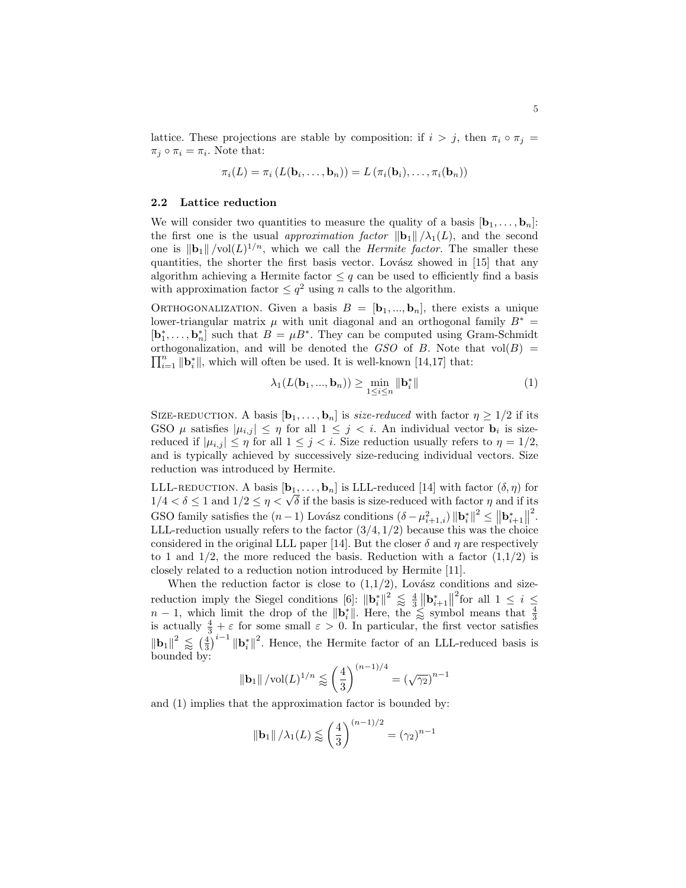lattice. These projections are stable by composition: if $i > j$, then $\pi_i \circ \pi_j = \pi_j \circ \pi_i = \pi_i$. Note that:

$$\pi_i(L) = \pi_i\left(L(\mathbf{b}_i, \ldots, \mathbf{b}_n)\right) = L\left(\pi_i(\mathbf{b}_i), \ldots, \pi_i(\mathbf{b}_n)\right)$$

### 2.2 Lattice reduction

We will consider two quantities to measure the quality of a basis $[\mathbf{b}_1, \ldots, \mathbf{b}_n]$: the first one is the usual *approximation factor* $\|\mathbf{b}_1\|/\lambda_1(L)$, and the second one is $\|\mathbf{b}_1\|/\mathrm{vol}(L)^{1/n}$, which we call the *Hermite factor*. The smaller these quantities, the shorter the first basis vector. Lovász showed in [15] that any algorithm achieving a Hermite factor $\leq q$ can be used to efficiently find a basis with approximation factor $\leq q^2$ using $n$ calls to the algorithm.

Orthogonalization. Given a basis $B = [\mathbf{b}_1, ..., \mathbf{b}_n]$, there exists a unique lower-triangular matrix $\mu$ with unit diagonal and an orthogonal family $B^* = [\mathbf{b}_1^*, \ldots, \mathbf{b}_n^*]$ such that $B = \mu B^*$. They can be computed using Gram-Schmidt orthogonalization, and will be denoted the *GSO* of $B$. Note that $\mathrm{vol}(B) = \prod_{i=1}^{n} \|\mathbf{b}_i^*\|$, which will often be used. It is well-known [14,17] that:

$$\lambda_1(L(\mathbf{b}_1, ..., \mathbf{b}_n)) \geq \min_{1 \leq i \leq n} \|\mathbf{b}_i^*\| \tag{1}$$

Size-reduction. A basis $[\mathbf{b}_1, \ldots, \mathbf{b}_n]$ is *size-reduced* with factor $\eta \geq 1/2$ if its GSO $\mu$ satisfies $|\mu_{i,j}| \leq \eta$ for all $1 \leq j < i$. An individual vector $\mathbf{b}_i$ is size-reduced if $|\mu_{i,j}| \leq \eta$ for all $1 \leq j < i$. Size reduction usually refers to $\eta = 1/2$, and is typically achieved by successively size-reducing individual vectors. Size reduction was introduced by Hermite.

LLL-reduction. A basis $[\mathbf{b}_1, \ldots, \mathbf{b}_n]$ is LLL-reduced [14] with factor $(\delta, \eta)$ for $1/4 < \delta \leq 1$ and $1/2 \leq \eta < \sqrt{\delta}$ if the basis is size-reduced with factor $\eta$ and if its GSO family satisfies the $(n-1)$ Lovász conditions $(\delta - \mu_{i+1,i}^2)\|\mathbf{b}_i^*\|^2 \leq \|\mathbf{b}_{i+1}^*\|^2$. LLL-reduction usually refers to the factor $(3/4, 1/2)$ because this was the choice considered in the original LLL paper [14]. But the closer $\delta$ and $\eta$ are respectively to 1 and 1/2, the more reduced the basis. Reduction with a factor (1,1/2) is closely related to a reduction notion introduced by Hermite [11].

When the reduction factor is close to (1,1/2), Lovász conditions and size-reduction imply the Siegel conditions [6]: $\|\mathbf{b}_i^*\|^2 \lessapprox \frac{4}{3}\|\mathbf{b}_{i+1}^*\|^2$ for all $1 \leq i \leq n-1$, which limit the drop of the $\|\mathbf{b}_i^*\|$. Here, the $\lessapprox$ symbol means that $\frac{4}{3}$ is actually $\frac{4}{3} + \varepsilon$ for some small $\varepsilon > 0$. In particular, the first vector satisfies $\|\mathbf{b}_1\|^2 \lessapprox \left(\frac{4}{3}\right)^{i-1}\|\mathbf{b}_i^*\|^2$. Hence, the Hermite factor of an LLL-reduced basis is bounded by:

$$\|\mathbf{b}_1\|/\mathrm{vol}(L)^{1/n} \lessapprox \left(\frac{4}{3}\right)^{(n-1)/4} = (\sqrt{\gamma_2})^{n-1}$$

and (1) implies that the approximation factor is bounded by:

$$\|\mathbf{b}_1\|/\lambda_1(L) \lessapprox \left(\frac{4}{3}\right)^{(n-1)/2} = (\gamma_2)^{n-1}$$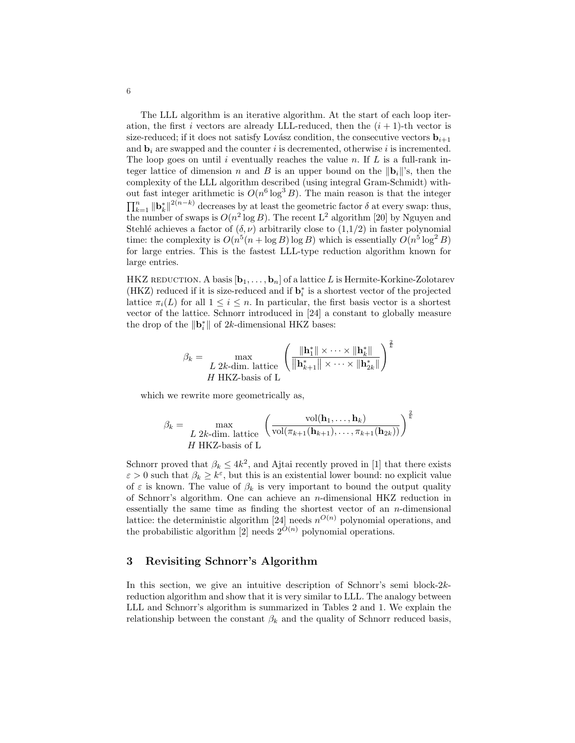The LLL algorithm is an iterative algorithm. At the start of each loop iteration, the first $i$ vectors are already LLL-reduced, then the $(i+1)$-th vector is size-reduced; if it does not satisfy Lovász condition, the consecutive vectors $\mathbf{b}_{i+1}$ and $\mathbf{b}_i$ are swapped and the counter $i$ is decremented, otherwise $i$ is incremented. The loop goes on until $i$ eventually reaches the value $n$. If $L$ is a full-rank integer lattice of dimension $n$ and $B$ is an upper bound on the $\|\mathbf{b}_i\|$'s, then the complexity of the LLL algorithm described (using integral Gram-Schmidt) without fast integer arithmetic is $O(n^6 \log^3 B)$. The main reason is that the integer $\prod_{k=1}^{n} \|\mathbf{b}_k^*\|^{2(n-k)}$ decreases by at least the geometric factor $\delta$ at every swap: thus, the number of swaps is $O(n^2 \log B)$. The recent $L^2$ algorithm [20] by Nguyen and Stehlé achieves a factor of $(\delta, \nu)$ arbitrarily close to $(1,1/2)$ in faster polynomial time: the complexity is $O(n^5(n + \log B) \log B)$ which is essentially $O(n^5 \log^2 B)$ for large entries. This is the fastest LLL-type reduction algorithm known for large entries.

HKZ REDUCTION. A basis $[\mathbf{b}_1, \ldots, \mathbf{b}_n]$ of a lattice $L$ is Hermite-Korkine-Zolotarev (HKZ) reduced if it is size-reduced and if $\mathbf{b}_i^*$ is a shortest vector of the projected lattice $\pi_i(L)$ for all $1 \le i \le n$. In particular, the first basis vector is a shortest vector of the lattice. Schnorr introduced in [24] a constant to globally measure the drop of the $\|\mathbf{b}_i^*\|$ of $2k$-dimensional HKZ bases:

$$\beta_k = \max_{\substack{L \text{ } 2k\text{-dim. lattice} \\ H \text{ HKZ-basis of L}}} \left( \frac{\|\mathbf{h}_1^*\| \times \cdots \times \|\mathbf{h}_k^*\|}{\|\mathbf{h}_{k+1}^*\| \times \cdots \times \|\mathbf{h}_{2k}^*\|} \right)^{\frac{2}{k}}$$

which we rewrite more geometrically as,

$$\beta_k = \max_{\substack{L \text{ } 2k\text{-dim. lattice} \\ H \text{ HKZ-basis of L}}} \left( \frac{\mathrm{vol}(\mathbf{h}_1, \ldots, \mathbf{h}_k)}{\mathrm{vol}(\pi_{k+1}(\mathbf{h}_{k+1}), \ldots, \pi_{k+1}(\mathbf{h}_{2k}))} \right)^{\frac{2}{k}}$$

Schnorr proved that $\beta_k \le 4k^2$, and Ajtai recently proved in [1] that there exists $\varepsilon > 0$ such that $\beta_k \ge k^{\varepsilon}$, but this is an existential lower bound: no explicit value of $\varepsilon$ is known. The value of $\beta_k$ is very important to bound the output quality of Schnorr's algorithm. One can achieve an $n$-dimensional HKZ reduction in essentially the same time as finding the shortest vector of an $n$-dimensional lattice: the deterministic algorithm [24] needs $n^{O(n)}$ polynomial operations, and the probabilistic algorithm [2] needs $2^{O(n)}$ polynomial operations.

## 3 Revisiting Schnorr's Algorithm

In this section, we give an intuitive description of Schnorr's semi block-$2k$-reduction algorithm and show that it is very similar to LLL. The analogy between LLL and Schnorr's algorithm is summarized in Tables 2 and 1. We explain the relationship between the constant $\beta_k$ and the quality of Schnorr reduced basis,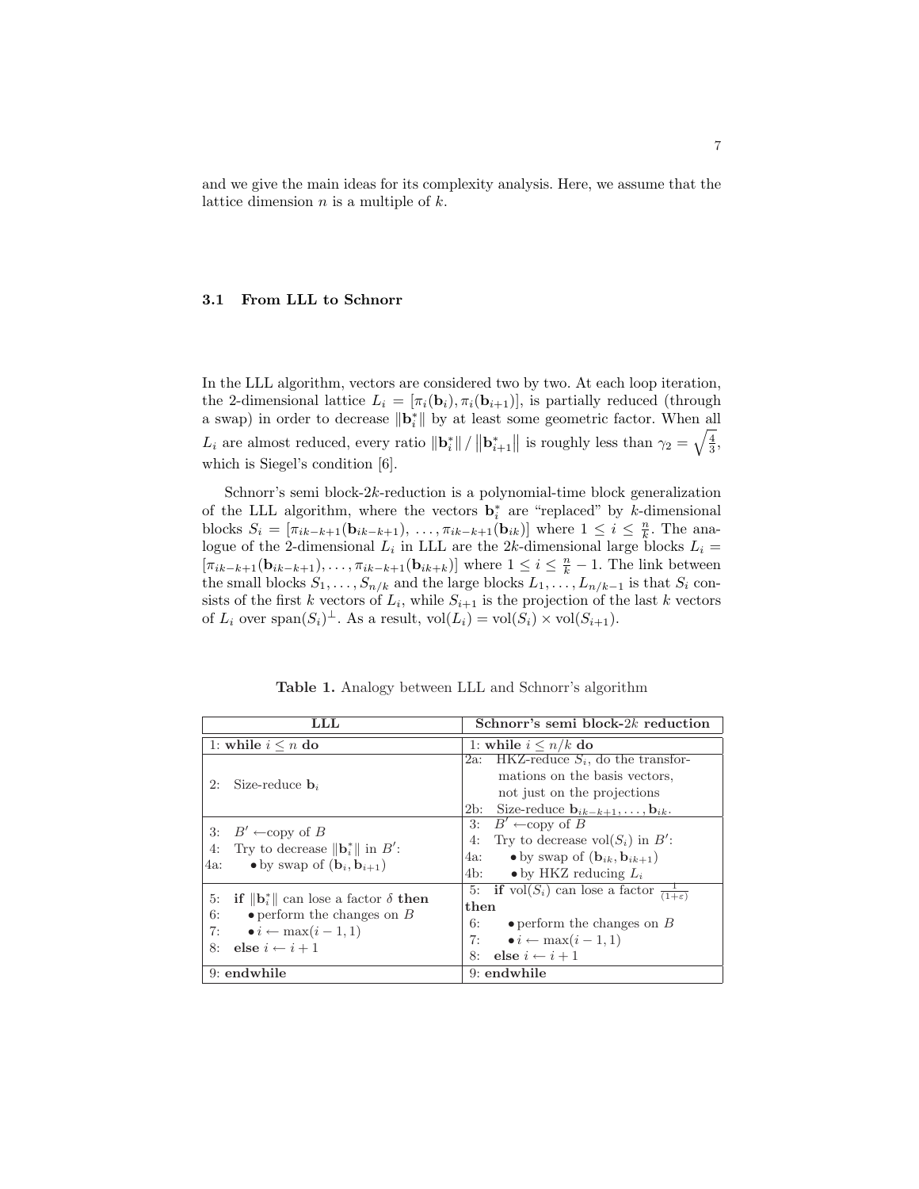and we give the main ideas for its complexity analysis. Here, we assume that the lattice dimension $n$ is a multiple of $k$.

### 3.1 From LLL to Schnorr

In the LLL algorithm, vectors are considered two by two. At each loop iteration, the 2-dimensional lattice $L_i = [\pi_i(\mathbf{b}_i), \pi_i(\mathbf{b}_{i+1})]$, is partially reduced (through a swap) in order to decrease $\|\mathbf{b}_i^*\|$ by at least some geometric factor. When all $L_i$ are almost reduced, every ratio $\|\mathbf{b}_i^*\| / \|\mathbf{b}_{i+1}^*\|$ is roughly less than $\gamma_2 = \sqrt{\frac{4}{3}}$, which is Siegel's condition [6].

Schnorr's semi block-$2k$-reduction is a polynomial-time block generalization of the LLL algorithm, where the vectors $\mathbf{b}_i^*$ are "replaced" by $k$-dimensional blocks $S_i = [\pi_{ik-k+1}(\mathbf{b}_{ik-k+1}), \ldots, \pi_{ik-k+1}(\mathbf{b}_{ik})]$ where $1 \leq i \leq \frac{n}{k}$. The analogue of the 2-dimensional $L_i$ in LLL are the $2k$-dimensional large blocks $L_i = [\pi_{ik-k+1}(\mathbf{b}_{ik-k+1}), \ldots, \pi_{ik-k+1}(\mathbf{b}_{ik+k})]$ where $1 \leq i \leq \frac{n}{k} - 1$. The link between the small blocks $S_1, \ldots, S_{n/k}$ and the large blocks $L_1, \ldots, L_{n/k-1}$ is that $S_i$ consists of the first $k$ vectors of $L_i$, while $S_{i+1}$ is the projection of the last $k$ vectors of $L_i$ over $\mathrm{span}(S_i)^\perp$. As a result, $\mathrm{vol}(L_i) = \mathrm{vol}(S_i) \times \mathrm{vol}(S_{i+1})$.

**Table 1.** Analogy between LLL and Schnorr's algorithm

| **LLL** | **Schnorr's semi block-$2k$ reduction** |
|---|---|
| 1: **while** $i \leq n$ **do** | 1: **while** $i \leq n/k$ **do** |
| 2: Size-reduce $\mathbf{b}_i$ | 2a: HKZ-reduce $S_i$, do the transformations on the basis vectors, not just on the projections<br>2b: Size-reduce $\mathbf{b}_{ik-k+1}, \ldots, \mathbf{b}_{ik}$. |
| 3: $B' \leftarrow$copy of $B$<br>4: Try to decrease $\|\mathbf{b}_i^*\|$ in $B'$:<br>4a: • by swap of $(\mathbf{b}_i, \mathbf{b}_{i+1})$ | 3: $B' \leftarrow$copy of $B$<br>4: Try to decrease $\mathrm{vol}(S_i)$ in $B'$:<br>4a: • by swap of $(\mathbf{b}_{ik}, \mathbf{b}_{ik+1})$<br>4b: • by HKZ reducing $L_i$ |
| 5: **if** $\|\mathbf{b}_i^*\|$ can lose a factor $\delta$ **then**<br>6: • perform the changes on $B$<br>7: • $i \leftarrow \max(i-1, 1)$<br>8: **else** $i \leftarrow i+1$ | 5: **if** $\mathrm{vol}(S_i)$ can lose a factor $\frac{1}{(1+\varepsilon)}$ **then**<br>6: • perform the changes on $B$<br>7: • $i \leftarrow \max(i-1, 1)$<br>8: **else** $i \leftarrow i+1$ |
| 9: **endwhile** | 9: **endwhile** |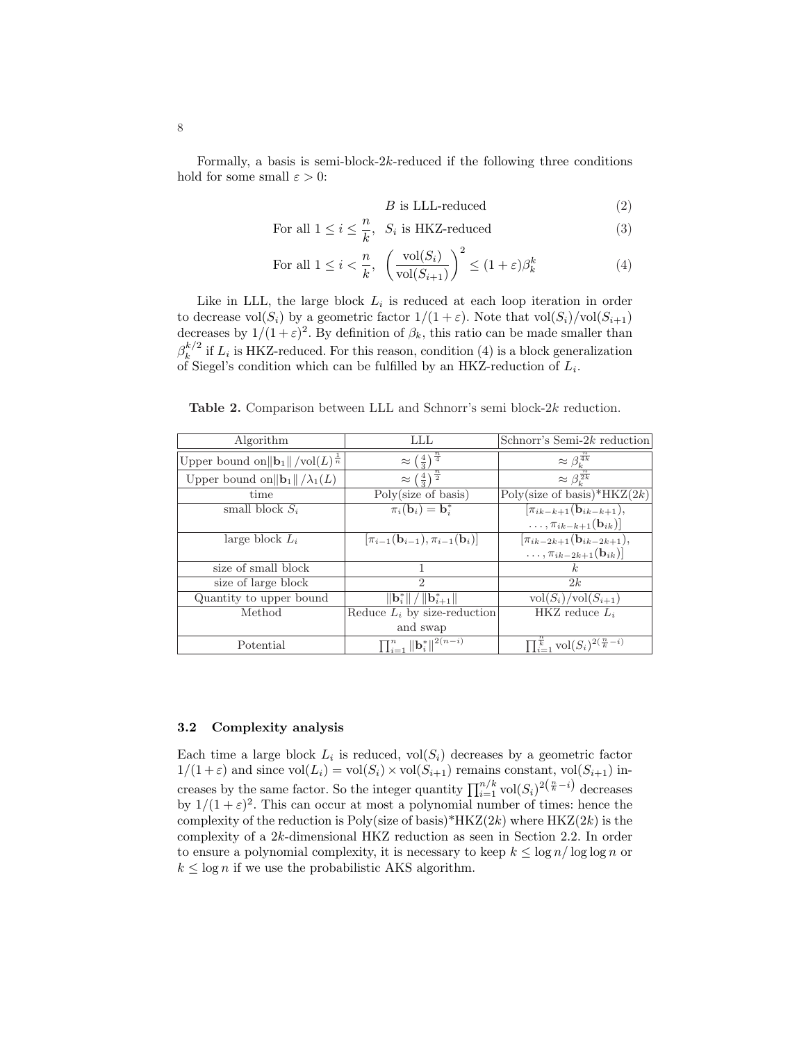Formally, a basis is semi-block-$2k$-reduced if the following three conditions hold for some small $\varepsilon > 0$:

$$B \text{ is LLL-reduced} \tag{2}$$

$$\text{For all } 1 \leq i \leq \frac{n}{k}, \quad S_i \text{ is HKZ-reduced} \tag{3}$$

$$\text{For all } 1 \leq i < \frac{n}{k}, \quad \left(\frac{\text{vol}(S_i)}{\text{vol}(S_{i+1})}\right)^2 \leq (1+\varepsilon)\beta_k^k \tag{4}$$

Like in LLL, the large block $L_i$ is reduced at each loop iteration in order to decrease $\text{vol}(S_i)$ by a geometric factor $1/(1+\varepsilon)$. Note that $\text{vol}(S_i)/\text{vol}(S_{i+1})$ decreases by $1/(1+\varepsilon)^2$. By definition of $\beta_k$, this ratio can be made smaller than $\beta_k^{k/2}$ if $L_i$ is HKZ-reduced. For this reason, condition (4) is a block generalization of Siegel's condition which can be fulfilled by an HKZ-reduction of $L_i$.

**Table 2.** Comparison between LLL and Schnorr's semi block-$2k$ reduction.

| Algorithm | LLL | Schnorr's Semi-$2k$ reduction |
|---|---|---|
| Upper bound on $\|\mathbf{b}_1\| / \text{vol}(L)^{\frac{1}{n}}$ | $\approx \left(\frac{4}{3}\right)^{\frac{n}{4}}$ | $\approx \beta_k^{\frac{n}{4k}}$ |
| Upper bound on $\|\mathbf{b}_1\| / \lambda_1(L)$ | $\approx \left(\frac{4}{3}\right)^{\frac{n}{2}}$ | $\approx \beta_k^{\frac{n}{2k}}$ |
| time | Poly(size of basis) | Poly(size of basis)*HKZ($2k$) |
| small block $S_i$ | $\pi_i(\mathbf{b}_i) = \mathbf{b}_i^*$ | $[\pi_{ik-k+1}(\mathbf{b}_{ik-k+1}), \ldots, \pi_{ik-k+1}(\mathbf{b}_{ik})]$ |
| large block $L_i$ | $[\pi_{i-1}(\mathbf{b}_{i-1}), \pi_{i-1}(\mathbf{b}_i)]$ | $[\pi_{ik-2k+1}(\mathbf{b}_{ik-2k+1}), \ldots, \pi_{ik-2k+1}(\mathbf{b}_{ik})]$ |
| size of small block | 1 | $k$ |
| size of large block | 2 | $2k$ |
| Quantity to upper bound | $\|\mathbf{b}_i^*\| / \|\mathbf{b}_{i+1}^*\|$ | $\text{vol}(S_i)/\text{vol}(S_{i+1})$ |
| Method | Reduce $L_i$ by size-reduction and swap | HKZ reduce $L_i$ |
| Potential | $\prod_{i=1}^{n} \|\mathbf{b}_i^*\|^{2(n-i)}$ | $\prod_{i=1}^{\frac{n}{k}} \text{vol}(S_i)^{2(\frac{n}{k}-i)}$ |

### 3.2 Complexity analysis

Each time a large block $L_i$ is reduced, $\text{vol}(S_i)$ decreases by a geometric factor $1/(1+\varepsilon)$ and since $\text{vol}(L_i) = \text{vol}(S_i) \times \text{vol}(S_{i+1})$ remains constant, $\text{vol}(S_{i+1})$ increases by the same factor. So the integer quantity $\prod_{i=1}^{n/k} \text{vol}(S_i)^{2\left(\frac{n}{k}-i\right)}$ decreases by $1/(1+\varepsilon)^2$. This can occur at most a polynomial number of times: hence the complexity of the reduction is Poly(size of basis)*HKZ($2k$) where HKZ($2k$) is the complexity of a $2k$-dimensional HKZ reduction as seen in Section 2.2. In order to ensure a polynomial complexity, it is necessary to keep $k \leq \log n / \log \log n$ or $k \leq \log n$ if we use the probabilistic AKS algorithm.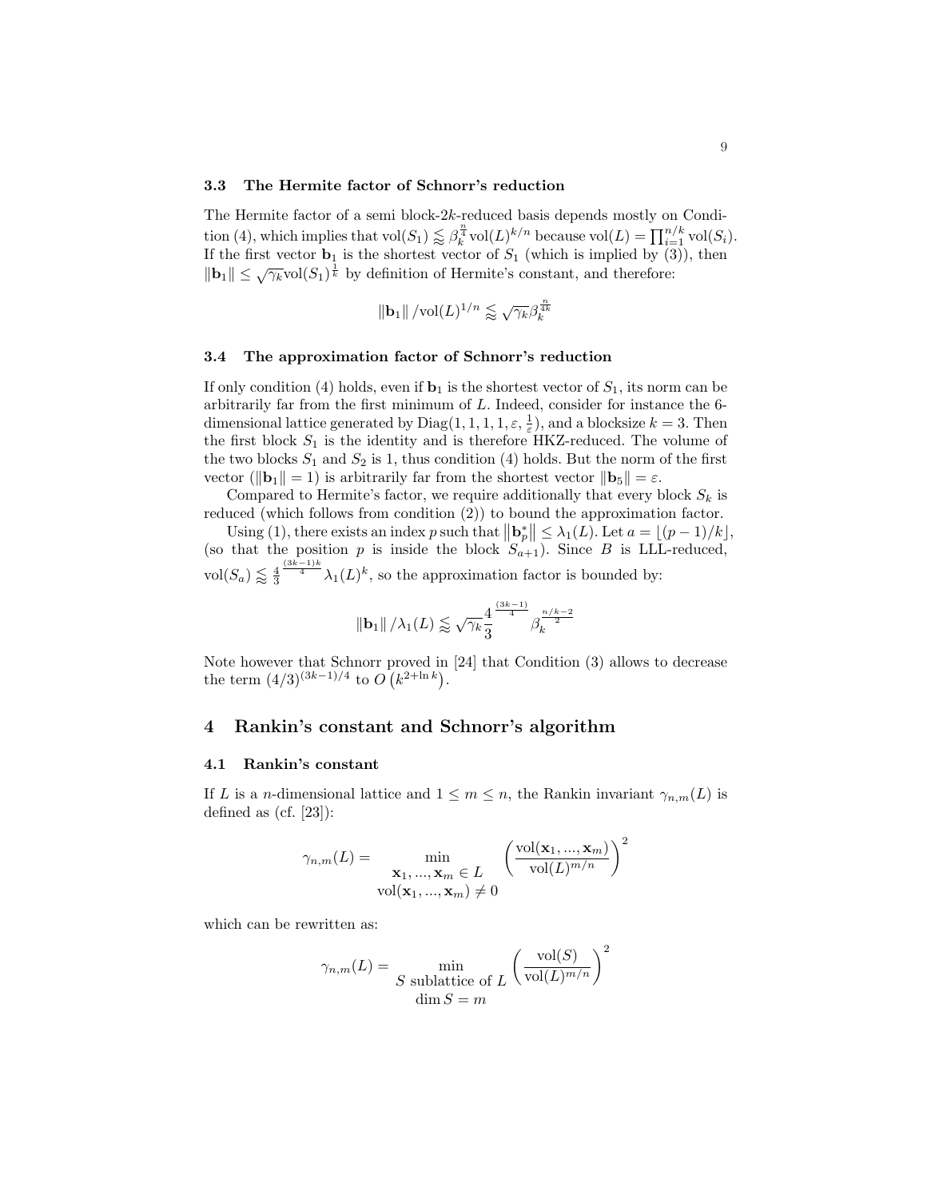### 3.3 The Hermite factor of Schnorr's reduction

The Hermite factor of a semi block-2$k$-reduced basis depends mostly on Condition (4), which implies that $\mathrm{vol}(S_1) \lessapprox \beta_k^{\frac{n}{4}} \mathrm{vol}(L)^{k/n}$ because $\mathrm{vol}(L) = \prod_{i=1}^{n/k} \mathrm{vol}(S_i)$. If the first vector $\mathbf{b}_1$ is the shortest vector of $S_1$ (which is implied by (3)), then $\|\mathbf{b}_1\| \leq \sqrt{\gamma_k} \mathrm{vol}(S_1)^{\frac{1}{k}}$ by definition of Hermite's constant, and therefore:

$$\|\mathbf{b}_1\| / \mathrm{vol}(L)^{1/n} \lessapprox \sqrt{\gamma_k} \beta_k^{\frac{n}{4k}}$$

### 3.4 The approximation factor of Schnorr's reduction

If only condition (4) holds, even if $\mathbf{b}_1$ is the shortest vector of $S_1$, its norm can be arbitrarily far from the first minimum of $L$. Indeed, consider for instance the 6-dimensional lattice generated by $\mathrm{Diag}(1, 1, 1, 1, \varepsilon, \frac{1}{\varepsilon})$, and a blocksize $k = 3$. Then the first block $S_1$ is the identity and is therefore HKZ-reduced. The volume of the two blocks $S_1$ and $S_2$ is 1, thus condition (4) holds. But the norm of the first vector ($\|\mathbf{b}_1\| = 1$) is arbitrarily far from the shortest vector $\|\mathbf{b}_5\| = \varepsilon$.

Compared to Hermite's factor, we require additionally that every block $S_k$ is reduced (which follows from condition (2)) to bound the approximation factor.

Using (1), there exists an index $p$ such that $\|\mathbf{b}_p^*\| \leq \lambda_1(L)$. Let $a = \lfloor (p-1)/k \rfloor$, (so that the position $p$ is inside the block $S_{a+1}$). Since $B$ is LLL-reduced, $\mathrm{vol}(S_a) \lessapprox \frac{4}{3}^{\frac{(3k-1)k}{4}} \lambda_1(L)^k$, so the approximation factor is bounded by:

$$\|\mathbf{b}_1\| / \lambda_1(L) \lessapprox \sqrt{\gamma_k} \frac{4}{3}^{\frac{(3k-1)}{4}} \beta_k^{\frac{n/k-2}{2}}$$

Note however that Schnorr proved in [24] that Condition (3) allows to decrease the term $(4/3)^{(3k-1)/4}$ to $O\left(k^{2+\ln k}\right)$.

## 4 Rankin's constant and Schnorr's algorithm

### 4.1 Rankin's constant

If $L$ is a $n$-dimensional lattice and $1 \leq m \leq n$, the Rankin invariant $\gamma_{n,m}(L)$ is defined as (cf. [23]):

$$\gamma_{n,m}(L) = \min_{\substack{\mathbf{x}_1, ..., \mathbf{x}_m \in L \\ \mathrm{vol}(\mathbf{x}_1, ..., \mathbf{x}_m) \neq 0}} \left( \frac{\mathrm{vol}(\mathbf{x}_1, ..., \mathbf{x}_m)}{\mathrm{vol}(L)^{m/n}} \right)^2$$

which can be rewritten as:

$$\gamma_{n,m}(L) = \min_{\substack{S \text{ sublattice of } L \\ \dim S = m}} \left( \frac{\mathrm{vol}(S)}{\mathrm{vol}(L)^{m/n}} \right)^2$$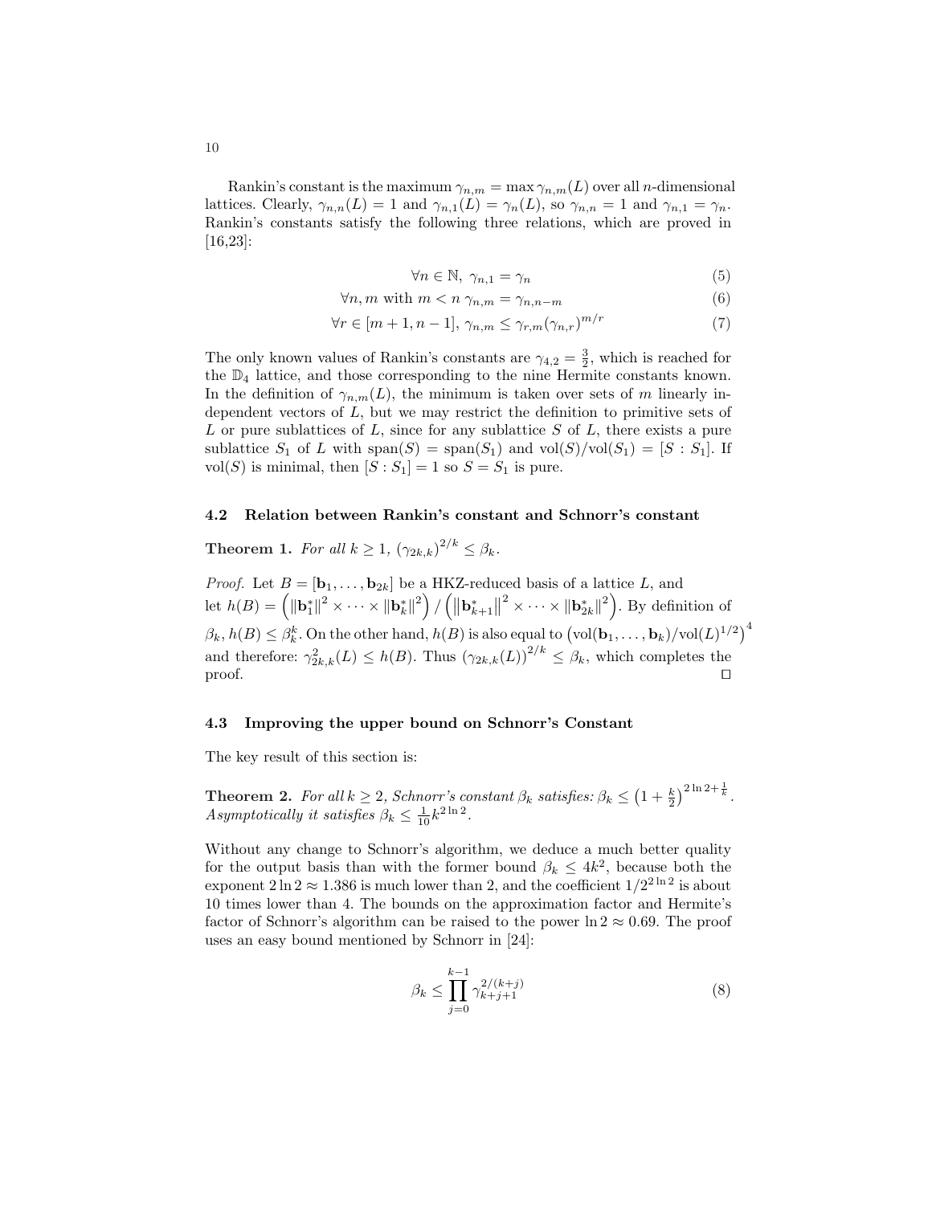Rankin's constant is the maximum $\gamma_{n,m} = \max \gamma_{n,m}(L)$ over all $n$-dimensional lattices. Clearly, $\gamma_{n,n}(L) = 1$ and $\gamma_{n,1}(L) = \gamma_n(L)$, so $\gamma_{n,n} = 1$ and $\gamma_{n,1} = \gamma_n$. Rankin's constants satisfy the following three relations, which are proved in [16,23]:

$$\forall n \in \mathbb{N},\ \gamma_{n,1} = \gamma_n \tag{5}$$

$$\forall n, m \text{ with } m < n\ \gamma_{n,m} = \gamma_{n,n-m} \tag{6}$$

$$\forall r \in [m+1, n-1],\ \gamma_{n,m} \leq \gamma_{r,m}(\gamma_{n,r})^{m/r} \tag{7}$$

The only known values of Rankin's constants are $\gamma_{4,2} = \frac{3}{2}$, which is reached for the $\mathbb{D}_4$ lattice, and those corresponding to the nine Hermite constants known. In the definition of $\gamma_{n,m}(L)$, the minimum is taken over sets of $m$ linearly independent vectors of $L$, but we may restrict the definition to primitive sets of $L$ or pure sublattices of $L$, since for any sublattice $S$ of $L$, there exists a pure sublattice $S_1$ of $L$ with $\mathrm{span}(S) = \mathrm{span}(S_1)$ and $\mathrm{vol}(S)/\mathrm{vol}(S_1) = [S : S_1]$. If $\mathrm{vol}(S)$ is minimal, then $[S : S_1] = 1$ so $S = S_1$ is pure.

### 4.2 Relation between Rankin's constant and Schnorr's constant

**Theorem 1.** *For all $k \geq 1$, $(\gamma_{2k,k})^{2/k} \leq \beta_k$.*

*Proof.* Let $B = [\mathbf{b}_1, \ldots, \mathbf{b}_{2k}]$ be a HKZ-reduced basis of a lattice $L$, and let $h(B) = \left(\|\mathbf{b}_1^*\|^2 \times \cdots \times \|\mathbf{b}_k^*\|^2\right) / \left(\|\mathbf{b}_{k+1}^*\|^2 \times \cdots \times \|\mathbf{b}_{2k}^*\|^2\right)$. By definition of $\beta_k$, $h(B) \leq \beta_k^k$. On the other hand, $h(B)$ is also equal to $\left(\mathrm{vol}(\mathbf{b}_1, \ldots, \mathbf{b}_k)/\mathrm{vol}(L)^{1/2}\right)^4$ and therefore: $\gamma_{2k,k}^2(L) \leq h(B)$. Thus $(\gamma_{2k,k}(L))^{2/k} \leq \beta_k$, which completes the proof. ☐

### 4.3 Improving the upper bound on Schnorr's Constant

The key result of this section is:

**Theorem 2.** *For all $k \geq 2$, Schnorr's constant $\beta_k$ satisfies: $\beta_k \leq \left(1 + \frac{k}{2}\right)^{2\ln 2 + \frac{1}{k}}$. Asymptotically it satisfies $\beta_k \leq \frac{1}{10} k^{2\ln 2}$.*

Without any change to Schnorr's algorithm, we deduce a much better quality for the output basis than with the former bound $\beta_k \leq 4k^2$, because both the exponent $2\ln 2 \approx 1.386$ is much lower than 2, and the coefficient $1/2^{2\ln 2}$ is about 10 times lower than 4. The bounds on the approximation factor and Hermite's factor of Schnorr's algorithm can be raised to the power $\ln 2 \approx 0.69$. The proof uses an easy bound mentioned by Schnorr in [24]:

$$\beta_k \leq \prod_{j=0}^{k-1} \gamma_{k+j+1}^{2/(k+j)} \tag{8}$$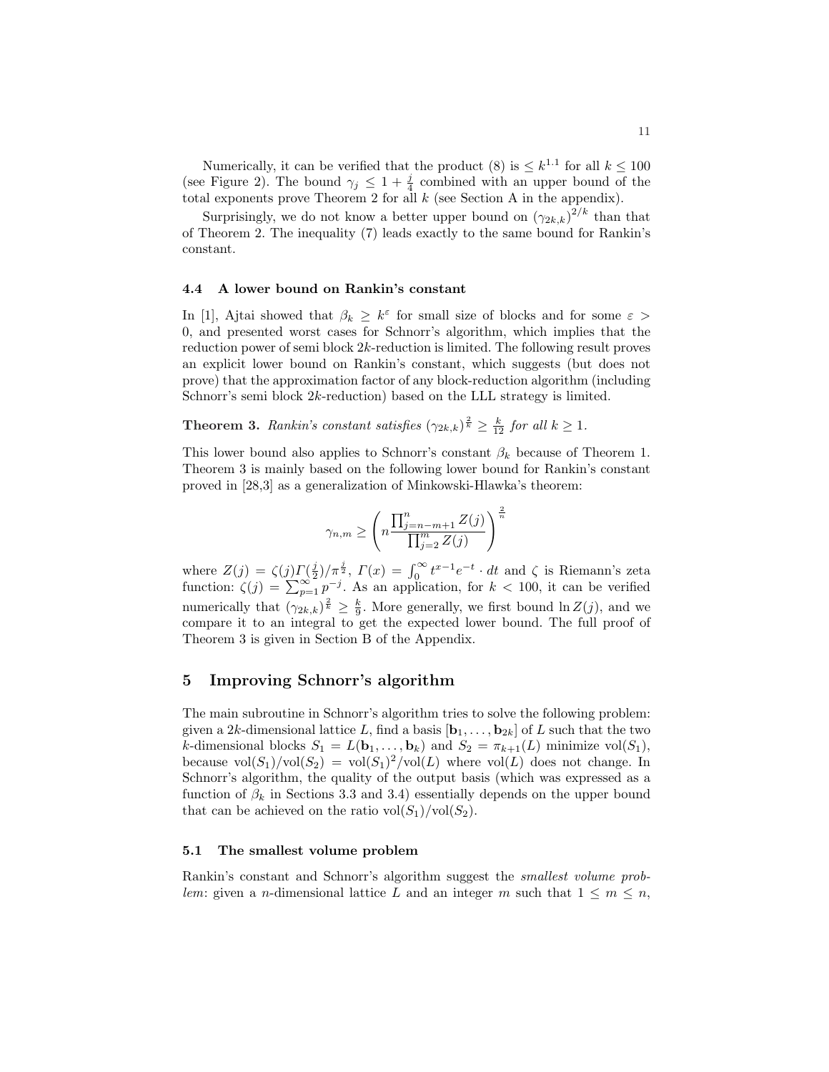Numerically, it can be verified that the product (8) is $\leq k^{1.1}$ for all $k \leq 100$ (see Figure 2). The bound $\gamma_j \leq 1 + \frac{j}{4}$ combined with an upper bound of the total exponents prove Theorem 2 for all $k$ (see Section A in the appendix).

Surprisingly, we do not know a better upper bound on $(\gamma_{2k,k})^{2/k}$ than that of Theorem 2. The inequality (7) leads exactly to the same bound for Rankin's constant.

### 4.4 A lower bound on Rankin's constant

In [1], Ajtai showed that $\beta_k \geq k^{\varepsilon}$ for small size of blocks and for some $\varepsilon > 0$, and presented worst cases for Schnorr's algorithm, which implies that the reduction power of semi block $2k$-reduction is limited. The following result proves an explicit lower bound on Rankin's constant, which suggests (but does not prove) that the approximation factor of any block-reduction algorithm (including Schnorr's semi block $2k$-reduction) based on the LLL strategy is limited.

**Theorem 3.** *Rankin's constant satisfies $(\gamma_{2k,k})^{\frac{2}{k}} \geq \frac{k}{12}$ for all $k \geq 1$.*

This lower bound also applies to Schnorr's constant $\beta_k$ because of Theorem 1. Theorem 3 is mainly based on the following lower bound for Rankin's constant proved in [28,3] as a generalization of Minkowski-Hlawka's theorem:

$$\gamma_{n,m} \geq \left( n \frac{\prod_{j=n-m+1}^{n} Z(j)}{\prod_{j=2}^{m} Z(j)} \right)^{\frac{2}{n}}$$

where $Z(j) = \zeta(j)\Gamma(\frac{j}{2})/\pi^{\frac{j}{2}}$, $\Gamma(x) = \int_0^\infty t^{x-1}e^{-t} \cdot dt$ and $\zeta$ is Riemann's zeta function: $\zeta(j) = \sum_{p=1}^{\infty} p^{-j}$. As an application, for $k < 100$, it can be verified numerically that $(\gamma_{2k,k})^{\frac{2}{k}} \geq \frac{k}{9}$. More generally, we first bound $\ln Z(j)$, and we compare it to an integral to get the expected lower bound. The full proof of Theorem 3 is given in Section B of the Appendix.

## 5 Improving Schnorr's algorithm

The main subroutine in Schnorr's algorithm tries to solve the following problem: given a $2k$-dimensional lattice $L$, find a basis $[\mathbf{b}_1, \ldots, \mathbf{b}_{2k}]$ of $L$ such that the two $k$-dimensional blocks $S_1 = L(\mathbf{b}_1, \ldots, \mathbf{b}_k)$ and $S_2 = \pi_{k+1}(L)$ minimize $\mathrm{vol}(S_1)$, because $\mathrm{vol}(S_1)/\mathrm{vol}(S_2) = \mathrm{vol}(S_1)^2/\mathrm{vol}(L)$ where $\mathrm{vol}(L)$ does not change. In Schnorr's algorithm, the quality of the output basis (which was expressed as a function of $\beta_k$ in Sections 3.3 and 3.4) essentially depends on the upper bound that can be achieved on the ratio $\mathrm{vol}(S_1)/\mathrm{vol}(S_2)$.

### 5.1 The smallest volume problem

Rankin's constant and Schnorr's algorithm suggest the *smallest volume problem*: given a $n$-dimensional lattice $L$ and an integer $m$ such that $1 \leq m \leq n$,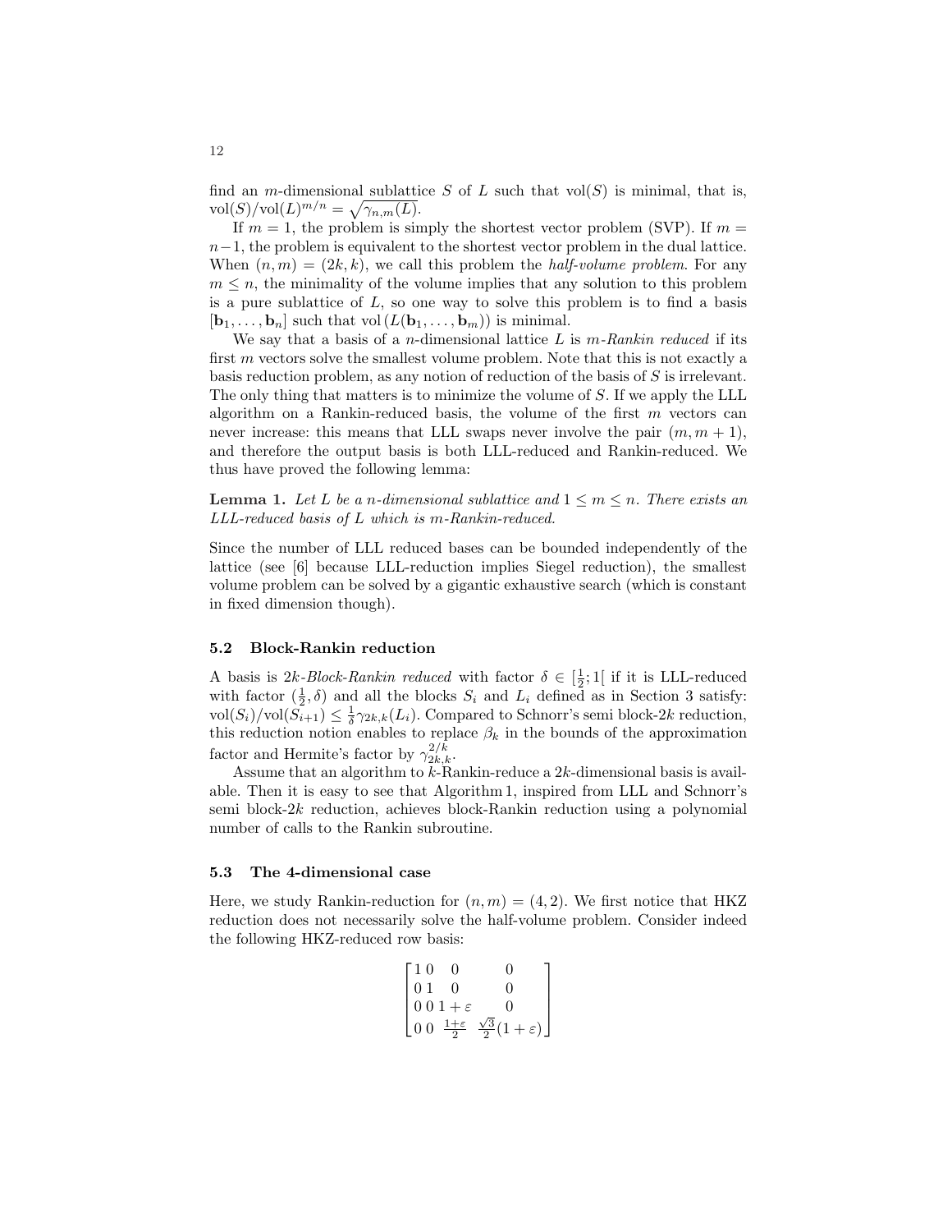find an $m$-dimensional sublattice $S$ of $L$ such that $\mathrm{vol}(S)$ is minimal, that is, $\mathrm{vol}(S)/\mathrm{vol}(L)^{m/n} = \sqrt{\gamma_{n,m}(L)}$.

If $m = 1$, the problem is simply the shortest vector problem (SVP). If $m = n-1$, the problem is equivalent to the shortest vector problem in the dual lattice. When $(n, m) = (2k, k)$, we call this problem the *half-volume problem*. For any $m \leq n$, the minimality of the volume implies that any solution to this problem is a pure sublattice of $L$, so one way to solve this problem is to find a basis $[\mathbf{b}_1, \ldots, \mathbf{b}_n]$ such that $\mathrm{vol}(L(\mathbf{b}_1, \ldots, \mathbf{b}_m))$ is minimal.

We say that a basis of a $n$-dimensional lattice $L$ is *$m$-Rankin reduced* if its first $m$ vectors solve the smallest volume problem. Note that this is not exactly a basis reduction problem, as any notion of reduction of the basis of $S$ is irrelevant. The only thing that matters is to minimize the volume of $S$. If we apply the LLL algorithm on a Rankin-reduced basis, the volume of the first $m$ vectors can never increase: this means that LLL swaps never involve the pair $(m, m+1)$, and therefore the output basis is both LLL-reduced and Rankin-reduced. We thus have proved the following lemma:

**Lemma 1.** *Let $L$ be a $n$-dimensional sublattice and $1 \leq m \leq n$. There exists an LLL-reduced basis of $L$ which is $m$-Rankin-reduced.*

Since the number of LLL reduced bases can be bounded independently of the lattice (see [6] because LLL-reduction implies Siegel reduction), the smallest volume problem can be solved by a gigantic exhaustive search (which is constant in fixed dimension though).

### 5.2 Block-Rankin reduction

A basis is *$2k$-Block-Rankin reduced* with factor $\delta \in [\frac{1}{2}; 1[$ if it is LLL-reduced with factor $(\frac{1}{2}, \delta)$ and all the blocks $S_i$ and $L_i$ defined as in Section 3 satisfy: $\mathrm{vol}(S_i)/\mathrm{vol}(S_{i+1}) \leq \frac{1}{\delta}\gamma_{2k,k}(L_i)$. Compared to Schnorr's semi block-$2k$ reduction, this reduction notion enables to replace $\beta_k$ in the bounds of the approximation factor and Hermite's factor by $\gamma_{2k,k}^{2/k}$.

Assume that an algorithm to $k$-Rankin-reduce a $2k$-dimensional basis is available. Then it is easy to see that Algorithm 1, inspired from LLL and Schnorr's semi block-$2k$ reduction, achieves block-Rankin reduction using a polynomial number of calls to the Rankin subroutine.

### 5.3 The 4-dimensional case

Here, we study Rankin-reduction for $(n, m) = (4, 2)$. We first notice that HKZ reduction does not necessarily solve the half-volume problem. Consider indeed the following HKZ-reduced row basis:

$$\begin{bmatrix} 1 & 0 & 0 & 0 \\ 0 & 1 & 0 & 0 \\ 0 & 0 & 1+\varepsilon & 0 \\ 0 & 0 & \frac{1+\varepsilon}{2} & \frac{\sqrt{3}}{2}(1+\varepsilon) \end{bmatrix}$$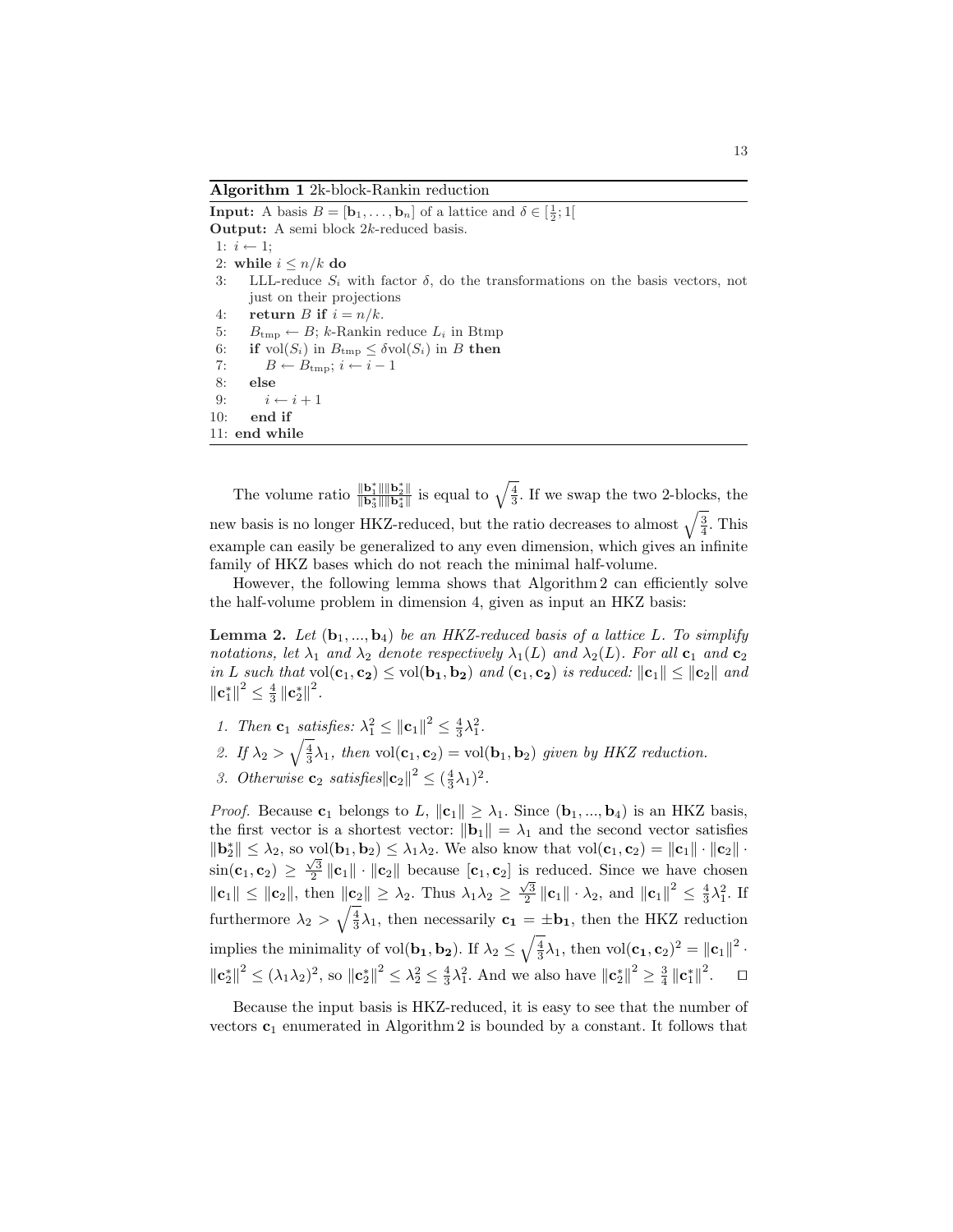**Algorithm 1** 2k-block-Rankin reduction

**Input:** A basis $B = [\mathbf{b}_1, \ldots, \mathbf{b}_n]$ of a lattice and $\delta \in [\frac{1}{2}; 1[$

**Output:** A semi block $2k$-reduced basis.

```
1:  i ← 1;
2:  while i ≤ n/k do
3:     LLL-reduce S_i with factor δ, do the transformations on the basis vectors, not
       just on their projections
4:     return B if i = n/k.
5:     B_tmp ← B; k-Rankin reduce L_i in Btmp
6:     if vol(S_i) in B_tmp ≤ δvol(S_i) in B then
7:        B ← B_tmp; i ← i − 1
8:     else
9:        i ← i + 1
10:    end if
11: end while
```

The volume ratio $\frac{\|\mathbf{b}_1^*\|\|\mathbf{b}_2^*\|}{\|\mathbf{b}_3^*\|\|\mathbf{b}_4^*\|}$ is equal to $\sqrt{\frac{4}{3}}$. If we swap the two 2-blocks, the new basis is no longer HKZ-reduced, but the ratio decreases to almost $\sqrt{\frac{3}{4}}$. This example can easily be generalized to any even dimension, which gives an infinite family of HKZ bases which do not reach the minimal half-volume.

However, the following lemma shows that Algorithm 2 can efficiently solve the half-volume problem in dimension 4, given as input an HKZ basis:

**Lemma 2.** *Let $(\mathbf{b}_1, ..., \mathbf{b}_4)$ be an HKZ-reduced basis of a lattice $L$. To simplify notations, let $\lambda_1$ and $\lambda_2$ denote respectively $\lambda_1(L)$ and $\lambda_2(L)$. For all $\mathbf{c}_1$ and $\mathbf{c}_2$ in $L$ such that $\text{vol}(\mathbf{c}_1, \mathbf{c_2}) \leq \text{vol}(\mathbf{b_1}, \mathbf{b_2})$ and $(\mathbf{c}_1, \mathbf{c_2})$ is reduced: $\|\mathbf{c}_1\| \leq \|\mathbf{c}_2\|$ and $\|\mathbf{c}_1^*\|^2 \leq \frac{4}{3}\|\mathbf{c}_2^*\|^2$.*

1. *Then $\mathbf{c}_1$ satisfies: $\lambda_1^2 \leq \|\mathbf{c}_1\|^2 \leq \frac{4}{3}\lambda_1^2$.*
2. *If $\lambda_2 > \sqrt{\frac{4}{3}}\lambda_1$, then $\text{vol}(\mathbf{c}_1, \mathbf{c}_2) = \text{vol}(\mathbf{b}_1, \mathbf{b}_2)$ given by HKZ reduction.*
3. *Otherwise $\mathbf{c}_2$ satisfies$\|\mathbf{c}_2\|^2 \leq (\frac{4}{3}\lambda_1)^2$.*

*Proof.* Because $\mathbf{c}_1$ belongs to $L$, $\|\mathbf{c}_1\| \geq \lambda_1$. Since $(\mathbf{b}_1, ..., \mathbf{b}_4)$ is an HKZ basis, the first vector is a shortest vector: $\|\mathbf{b}_1\| = \lambda_1$ and the second vector satisfies $\|\mathbf{b}_2^*\| \leq \lambda_2$, so $\text{vol}(\mathbf{b}_1, \mathbf{b}_2) \leq \lambda_1\lambda_2$. We also know that $\text{vol}(\mathbf{c}_1, \mathbf{c}_2) = \|\mathbf{c}_1\| \cdot \|\mathbf{c}_2\| \cdot \sin(\mathbf{c}_1, \mathbf{c}_2) \geq \frac{\sqrt{3}}{2}\|\mathbf{c}_1\| \cdot \|\mathbf{c}_2\|$ because $[\mathbf{c}_1, \mathbf{c}_2]$ is reduced. Since we have chosen $\|\mathbf{c}_1\| \leq \|\mathbf{c}_2\|$, then $\|\mathbf{c}_2\| \geq \lambda_2$. Thus $\lambda_1\lambda_2 \geq \frac{\sqrt{3}}{2}\|\mathbf{c}_1\| \cdot \lambda_2$, and $\|\mathbf{c}_1\|^2 \leq \frac{4}{3}\lambda_1^2$. If furthermore $\lambda_2 > \sqrt{\frac{4}{3}}\lambda_1$, then necessarily $\mathbf{c_1} = \pm\mathbf{b_1}$, then the HKZ reduction implies the minimality of $\text{vol}(\mathbf{b_1}, \mathbf{b_2})$. If $\lambda_2 \leq \sqrt{\frac{4}{3}}\lambda_1$, then $\text{vol}(\mathbf{c_1}, \mathbf{c}_2)^2 = \|\mathbf{c}_1\|^2 \cdot \|\mathbf{c}_2^*\|^2 \leq (\lambda_1\lambda_2)^2$, so $\|\mathbf{c}_2^*\|^2 \leq \lambda_2^2 \leq \frac{4}{3}\lambda_1^2$. And we also have $\|\mathbf{c}_2^*\|^2 \geq \frac{3}{4}\|\mathbf{c}_1^*\|^2$. $\square$

Because the input basis is HKZ-reduced, it is easy to see that the number of vectors $\mathbf{c}_1$ enumerated in Algorithm 2 is bounded by a constant. It follows that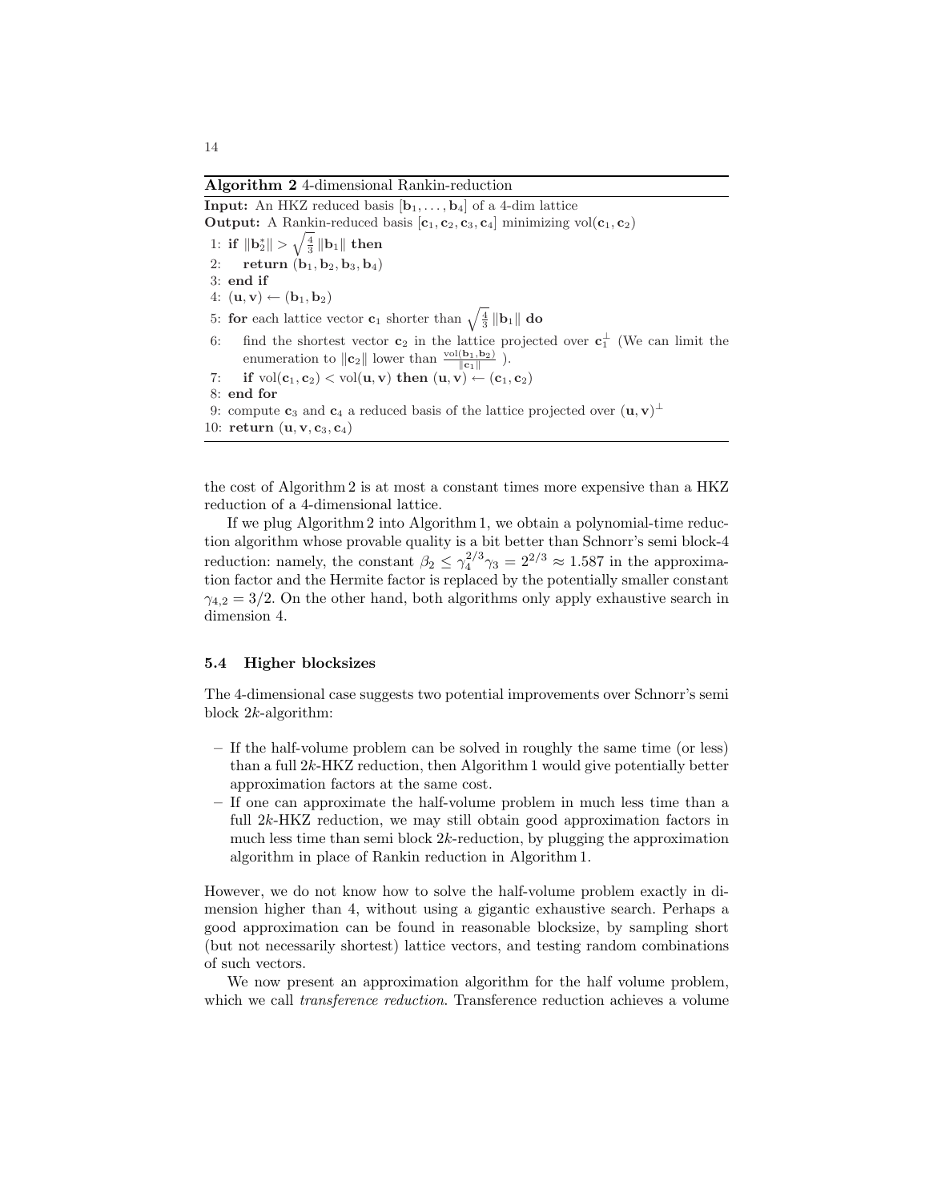**Algorithm 2** 4-dimensional Rankin-reduction

**Input:** An HKZ reduced basis $[\mathbf{b}_1, \ldots, \mathbf{b}_4]$ of a 4-dim lattice
**Output:** A Rankin-reduced basis $[\mathbf{c}_1, \mathbf{c}_2, \mathbf{c}_3, \mathbf{c}_4]$ minimizing $\mathrm{vol}(\mathbf{c}_1, \mathbf{c}_2)$

1: **if** $\|\mathbf{b}_2^*\| > \sqrt{\frac{4}{3}}\|\mathbf{b}_1\|$ **then**
2: &nbsp;&nbsp;&nbsp;&nbsp;**return** $(\mathbf{b}_1, \mathbf{b}_2, \mathbf{b}_3, \mathbf{b}_4)$
3: **end if**
4: $(\mathbf{u}, \mathbf{v}) \leftarrow (\mathbf{b}_1, \mathbf{b}_2)$
5: **for** each lattice vector $\mathbf{c}_1$ shorter than $\sqrt{\frac{4}{3}}\|\mathbf{b}_1\|$ **do**
6: &nbsp;&nbsp;&nbsp;&nbsp;find the shortest vector $\mathbf{c}_2$ in the lattice projected over $\mathbf{c}_1^\perp$ (We can limit the enumeration to $\|\mathbf{c}_2\|$ lower than $\frac{\mathrm{vol}(\mathbf{b}_1,\mathbf{b}_2)}{\|\mathbf{c}_1\|}$ ).
7: &nbsp;&nbsp;&nbsp;&nbsp;**if** $\mathrm{vol}(\mathbf{c}_1, \mathbf{c}_2) < \mathrm{vol}(\mathbf{u}, \mathbf{v})$ **then** $(\mathbf{u}, \mathbf{v}) \leftarrow (\mathbf{c}_1, \mathbf{c}_2)$
8: **end for**
9: compute $\mathbf{c}_3$ and $\mathbf{c}_4$ a reduced basis of the lattice projected over $(\mathbf{u}, \mathbf{v})^\perp$
10: **return** $(\mathbf{u}, \mathbf{v}, \mathbf{c}_3, \mathbf{c}_4)$

the cost of Algorithm 2 is at most a constant times more expensive than a HKZ reduction of a 4-dimensional lattice.

If we plug Algorithm 2 into Algorithm 1, we obtain a polynomial-time reduction algorithm whose provable quality is a bit better than Schnorr's semi block-4 reduction: namely, the constant $\beta_2 \leq \gamma_4^{2/3}\gamma_3 = 2^{2/3} \approx 1.587$ in the approximation factor and the Hermite factor is replaced by the potentially smaller constant $\gamma_{4,2} = 3/2$. On the other hand, both algorithms only apply exhaustive search in dimension 4.

### 5.4 Higher blocksizes

The 4-dimensional case suggests two potential improvements over Schnorr's semi block $2k$-algorithm:

- If the half-volume problem can be solved in roughly the same time (or less) than a full $2k$-HKZ reduction, then Algorithm 1 would give potentially better approximation factors at the same cost.
- If one can approximate the half-volume problem in much less time than a full $2k$-HKZ reduction, we may still obtain good approximation factors in much less time than semi block $2k$-reduction, by plugging the approximation algorithm in place of Rankin reduction in Algorithm 1.

However, we do not know how to solve the half-volume problem exactly in dimension higher than 4, without using a gigantic exhaustive search. Perhaps a good approximation can be found in reasonable blocksize, by sampling short (but not necessarily shortest) lattice vectors, and testing random combinations of such vectors.

We now present an approximation algorithm for the half volume problem, which we call *transference reduction*. Transference reduction achieves a volume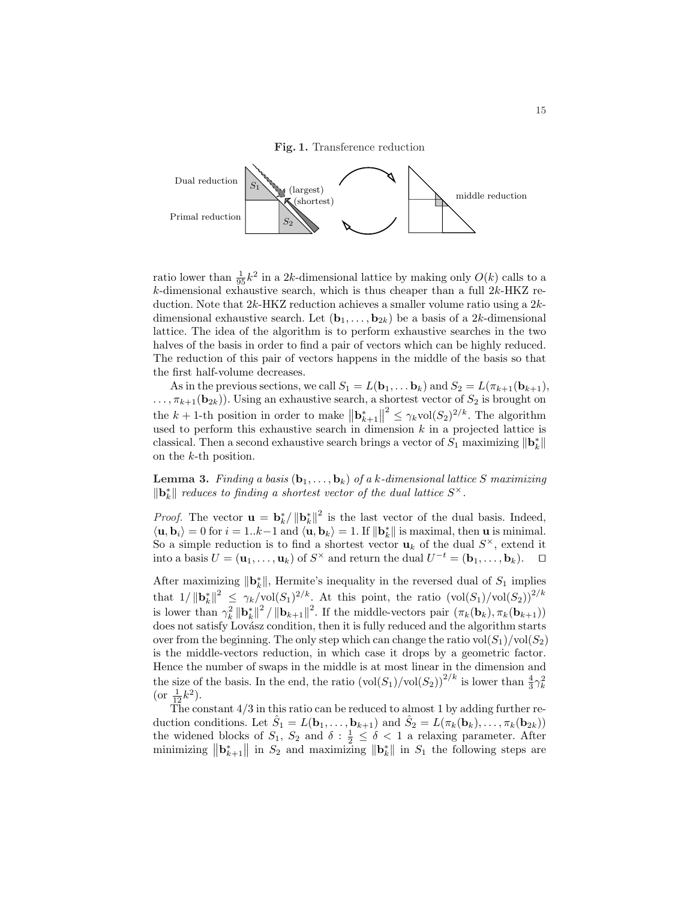**Fig. 1.** Transference reduction

ratio lower than $\frac{1}{95}k^2$ in a $2k$-dimensional lattice by making only $O(k)$ calls to a $k$-dimensional exhaustive search, which is thus cheaper than a full $2k$-HKZ reduction. Note that $2k$-HKZ reduction achieves a smaller volume ratio using a $2k$-dimensional exhaustive search. Let $(\mathbf{b}_1, \ldots, \mathbf{b}_{2k})$ be a basis of a $2k$-dimensional lattice. The idea of the algorithm is to perform exhaustive searches in the two halves of the basis in order to find a pair of vectors which can be highly reduced. The reduction of this pair of vectors happens in the middle of the basis so that the first half-volume decreases.

As in the previous sections, we call $S_1 = L(\mathbf{b}_1, \ldots \mathbf{b}_k)$ and $S_2 = L(\pi_{k+1}(\mathbf{b}_{k+1}), \ldots, \pi_{k+1}(\mathbf{b}_{2k}))$. Using an exhaustive search, a shortest vector of $S_2$ is brought on the $k+1$-th position in order to make $\left\|\mathbf{b}_{k+1}^*\right\|^2 \leq \gamma_k \mathrm{vol}(S_2)^{2/k}$. The algorithm used to perform this exhaustive search in dimension $k$ in a projected lattice is classical. Then a second exhaustive search brings a vector of $S_1$ maximizing $\|\mathbf{b}_k^*\|$ on the $k$-th position.

**Lemma 3.** *Finding a basis $(\mathbf{b}_1, \ldots, \mathbf{b}_k)$ of a $k$-dimensional lattice $S$ maximizing $\|\mathbf{b}_k^*\|$ reduces to finding a shortest vector of the dual lattice $S^\times$.*

*Proof.* The vector $\mathbf{u} = \mathbf{b}_k^* / \|\mathbf{b}_k^*\|^2$ is the last vector of the dual basis. Indeed, $\langle \mathbf{u}, \mathbf{b}_i \rangle = 0$ for $i = 1..k-1$ and $\langle \mathbf{u}, \mathbf{b}_k \rangle = 1$. If $\|\mathbf{b}_k^*\|$ is maximal, then $\mathbf{u}$ is minimal. So a simple reduction is to find a shortest vector $\mathbf{u}_k$ of the dual $S^\times$, extend it into a basis $U = (\mathbf{u}_1, \ldots, \mathbf{u}_k)$ of $S^\times$ and return the dual $U^{-t} = (\mathbf{b}_1, \ldots, \mathbf{b}_k)$. $\square$

After maximizing $\|\mathbf{b}_k^*\|$, Hermite's inequality in the reversed dual of $S_1$ implies that $1/\|\mathbf{b}_k^*\|^2 \leq \gamma_k / \mathrm{vol}(S_1)^{2/k}$. At this point, the ratio $(\mathrm{vol}(S_1)/\mathrm{vol}(S_2))^{2/k}$ is lower than $\gamma_k^2 \|\mathbf{b}_k^*\|^2 / \|\mathbf{b}_{k+1}\|^2$. If the middle-vectors pair $(\pi_k(\mathbf{b}_k), \pi_k(\mathbf{b}_{k+1}))$ does not satisfy Lovász condition, then it is fully reduced and the algorithm starts over from the beginning. The only step which can change the ratio $\mathrm{vol}(S_1)/\mathrm{vol}(S_2)$ is the middle-vectors reduction, in which case it drops by a geometric factor. Hence the number of swaps in the middle is at most linear in the dimension and the size of the basis. In the end, the ratio $(\mathrm{vol}(S_1)/\mathrm{vol}(S_2))^{2/k}$ is lower than $\frac{4}{3}\gamma_k^2$ (or $\frac{1}{12}k^2$).

The constant $4/3$ in this ratio can be reduced to almost 1 by adding further reduction conditions. Let $\hat{S}_1 = L(\mathbf{b}_1, \ldots, \mathbf{b}_{k+1})$ and $\hat{S}_2 = L(\pi_k(\mathbf{b}_k), \ldots, \pi_k(\mathbf{b}_{2k}))$ the widened blocks of $S_1$, $S_2$ and $\delta : \frac{1}{2} \leq \delta < 1$ a relaxing parameter. After minimizing $\left\|\mathbf{b}_{k+1}^*\right\|$ in $S_2$ and maximizing $\|\mathbf{b}_k^*\|$ in $S_1$ the following steps are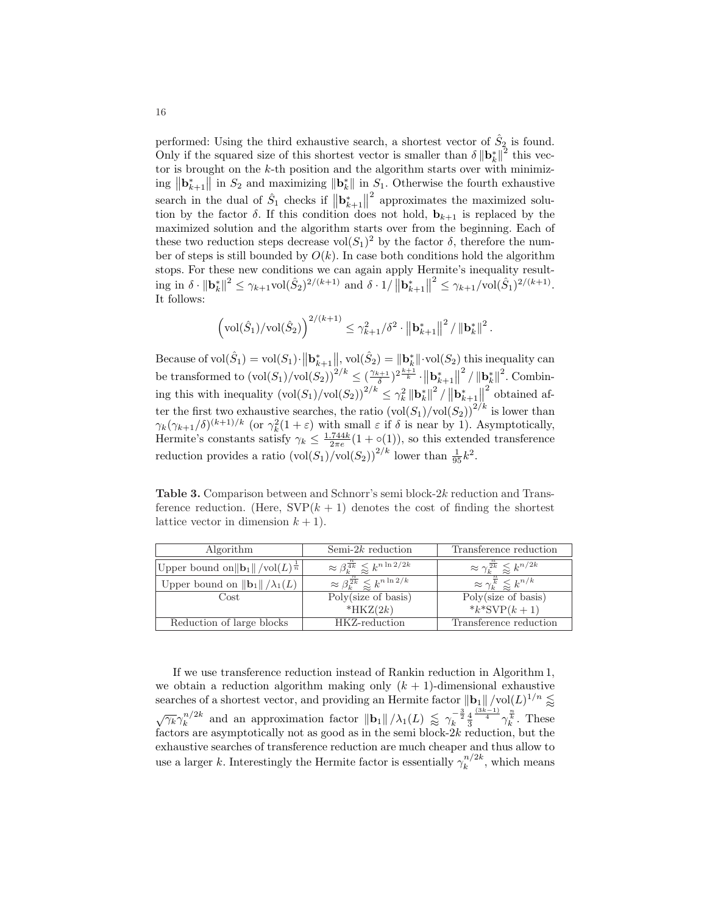performed: Using the third exhaustive search, a shortest vector of $\hat{S}_2$ is found. Only if the squared size of this shortest vector is smaller than $\delta \|\mathbf{b}_k^*\|^2$ this vector is brought on the $k$-th position and the algorithm starts over with minimizing $\|\mathbf{b}_{k+1}^*\|$ in $S_2$ and maximizing $\|\mathbf{b}_k^*\|$ in $S_1$. Otherwise the fourth exhaustive search in the dual of $\hat{S}_1$ checks if $\|\mathbf{b}_{k+1}^*\|^2$ approximates the maximized solution by the factor $\delta$. If this condition does not hold, $\mathbf{b}_{k+1}$ is replaced by the maximized solution and the algorithm starts over from the beginning. Each of these two reduction steps decrease $\mathrm{vol}(S_1)^2$ by the factor $\delta$, therefore the number of steps is still bounded by $O(k)$. In case both conditions hold the algorithm stops. For these new conditions we can again apply Hermite's inequality resulting in $\delta \cdot \|\mathbf{b}_k^*\|^2 \leq \gamma_{k+1} \mathrm{vol}(\hat{S}_2)^{2/(k+1)}$ and $\delta \cdot 1/\|\mathbf{b}_{k+1}^*\|^2 \leq \gamma_{k+1}/\mathrm{vol}(\hat{S}_1)^{2/(k+1)}$. It follows:

$$\left(\mathrm{vol}(\hat{S}_1)/\mathrm{vol}(\hat{S}_2)\right)^{2/(k+1)} \leq \gamma_{k+1}^2/\delta^2 \cdot \|\mathbf{b}_{k+1}^*\|^2 / \|\mathbf{b}_k^*\|^2 .$$

Because of $\mathrm{vol}(\hat{S}_1) = \mathrm{vol}(S_1) \cdot \|\mathbf{b}_{k+1}^*\|$, $\mathrm{vol}(\hat{S}_2) = \|\mathbf{b}_k^*\| \cdot \mathrm{vol}(S_2)$ this inequality can be transformed to $(\mathrm{vol}(S_1)/\mathrm{vol}(S_2))^{2/k} \leq (\frac{\gamma_{k+1}}{\delta})^{2\frac{k+1}{k}} \cdot \|\mathbf{b}_{k+1}^*\|^2 / \|\mathbf{b}_k^*\|^2$. Combining this with inequality $(\mathrm{vol}(S_1)/\mathrm{vol}(S_2))^{2/k} \leq \gamma_k^2 \|\mathbf{b}_k^*\|^2 / \|\mathbf{b}_{k+1}^*\|^2$ obtained after the first two exhaustive searches, the ratio $(\mathrm{vol}(S_1)/\mathrm{vol}(S_2))^{2/k}$ is lower than $\gamma_k(\gamma_{k+1}/\delta)^{(k+1)/k}$ (or $\gamma_k^2(1+\varepsilon)$ with small $\varepsilon$ if $\delta$ is near by 1). Asymptotically, Hermite's constants satisfy $\gamma_k \leq \frac{1.744k}{2\pi e}(1+\circ(1))$, so this extended transference reduction provides a ratio $(\mathrm{vol}(S_1)/\mathrm{vol}(S_2))^{2/k}$ lower than $\frac{1}{95}k^2$.

**Table 3.** Comparison between and Schnorr's semi block-$2k$ reduction and Transference reduction. (Here, $\mathrm{SVP}(k+1)$ denotes the cost of finding the shortest lattice vector in dimension $k+1$).

| Algorithm | Semi-$2k$ reduction | Transference reduction |
|---|---|---|
| Upper bound on $\|\mathbf{b}_1\|/\mathrm{vol}(L)^{\frac{1}{n}}$ | $\approx \beta_k^{\frac{n}{4k}} \lessapprox k^{n \ln 2/2k}$ | $\approx \gamma_k^{\frac{n}{2k}} \lessapprox k^{n/2k}$ |
| Upper bound on $\|\mathbf{b}_1\|/\lambda_1(L)$ | $\approx \beta_k^{\frac{n}{2k}} \lessapprox k^{n \ln 2/k}$ | $\approx \gamma_k^{\frac{n}{k}} \lessapprox k^{n/k}$ |
| Cost | Poly(size of basis) *HKZ($2k$) | Poly(size of basis) *$k$*SVP($k+1$) |
| Reduction of large blocks | HKZ-reduction | Transference reduction |

If we use transference reduction instead of Rankin reduction in Algorithm 1, we obtain a reduction algorithm making only $(k+1)$-dimensional exhaustive searches of a shortest vector, and providing an Hermite factor $\|\mathbf{b}_1\|/\mathrm{vol}(L)^{1/n} \lessapprox \sqrt{\gamma_k}\gamma_k^{n/2k}$ and an approximation factor $\|\mathbf{b}_1\|/\lambda_1(L) \lessapprox \gamma_k^{-\frac{3}{2}} \frac{4}{3}^{\frac{(3k-1)}{4}} \gamma_k^{\frac{n}{k}}$. These factors are asymptotically not as good as in the semi block-$2k$ reduction, but the exhaustive searches of transference reduction are much cheaper and thus allow to use a larger $k$. Interestingly the Hermite factor is essentially $\gamma_k^{n/2k}$, which means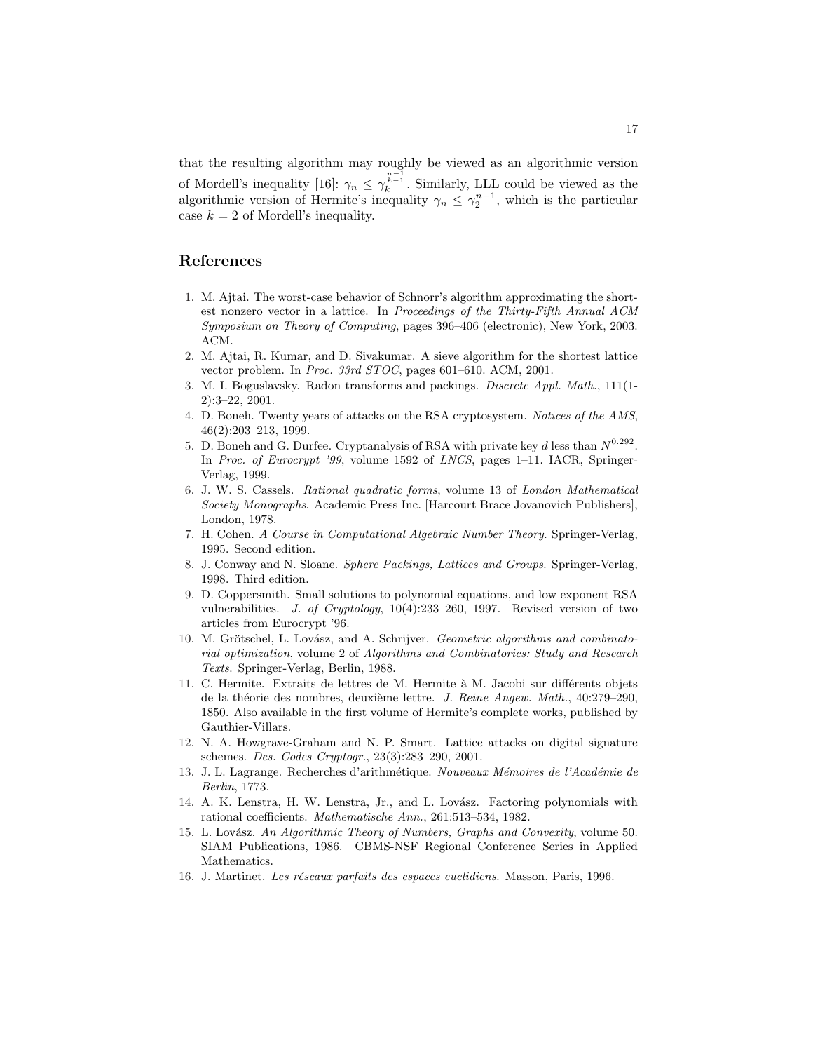that the resulting algorithm may roughly be viewed as an algorithmic version of Mordell's inequality [16]: $\gamma_n \leq \gamma_k^{\frac{n-1}{k-1}}$. Similarly, LLL could be viewed as the algorithmic version of Hermite's inequality $\gamma_n \leq \gamma_2^{n-1}$, which is the particular case $k = 2$ of Mordell's inequality.

## References

1. M. Ajtai. The worst-case behavior of Schnorr's algorithm approximating the shortest nonzero vector in a lattice. In *Proceedings of the Thirty-Fifth Annual ACM Symposium on Theory of Computing*, pages 396–406 (electronic), New York, 2003. ACM.
2. M. Ajtai, R. Kumar, and D. Sivakumar. A sieve algorithm for the shortest lattice vector problem. In *Proc. 33rd STOC*, pages 601–610. ACM, 2001.
3. M. I. Boguslavsky. Radon transforms and packings. *Discrete Appl. Math.*, 111(1-2):3–22, 2001.
4. D. Boneh. Twenty years of attacks on the RSA cryptosystem. *Notices of the AMS*, 46(2):203–213, 1999.
5. D. Boneh and G. Durfee. Cryptanalysis of RSA with private key $d$ less than $N^{0.292}$. In *Proc. of Eurocrypt '99*, volume 1592 of *LNCS*, pages 1–11. IACR, Springer-Verlag, 1999.
6. J. W. S. Cassels. *Rational quadratic forms*, volume 13 of *London Mathematical Society Monographs*. Academic Press Inc. [Harcourt Brace Jovanovich Publishers], London, 1978.
7. H. Cohen. *A Course in Computational Algebraic Number Theory*. Springer-Verlag, 1995. Second edition.
8. J. Conway and N. Sloane. *Sphere Packings, Lattices and Groups*. Springer-Verlag, 1998. Third edition.
9. D. Coppersmith. Small solutions to polynomial equations, and low exponent RSA vulnerabilities. *J. of Cryptology*, 10(4):233–260, 1997. Revised version of two articles from Eurocrypt '96.
10. M. Grötschel, L. Lovász, and A. Schrijver. *Geometric algorithms and combinatorial optimization*, volume 2 of *Algorithms and Combinatorics: Study and Research Texts*. Springer-Verlag, Berlin, 1988.
11. C. Hermite. Extraits de lettres de M. Hermite à M. Jacobi sur différents objets de la théorie des nombres, deuxième lettre. *J. Reine Angew. Math.*, 40:279–290, 1850. Also available in the first volume of Hermite's complete works, published by Gauthier-Villars.
12. N. A. Howgrave-Graham and N. P. Smart. Lattice attacks on digital signature schemes. *Des. Codes Cryptogr.*, 23(3):283–290, 2001.
13. J. L. Lagrange. Recherches d'arithmétique. *Nouveaux Mémoires de l'Académie de Berlin*, 1773.
14. A. K. Lenstra, H. W. Lenstra, Jr., and L. Lovász. Factoring polynomials with rational coefficients. *Mathematische Ann.*, 261:513–534, 1982.
15. L. Lovász. *An Algorithmic Theory of Numbers, Graphs and Convexity*, volume 50. SIAM Publications, 1986. CBMS-NSF Regional Conference Series in Applied Mathematics.
16. J. Martinet. *Les réseaux parfaits des espaces euclidiens*. Masson, Paris, 1996.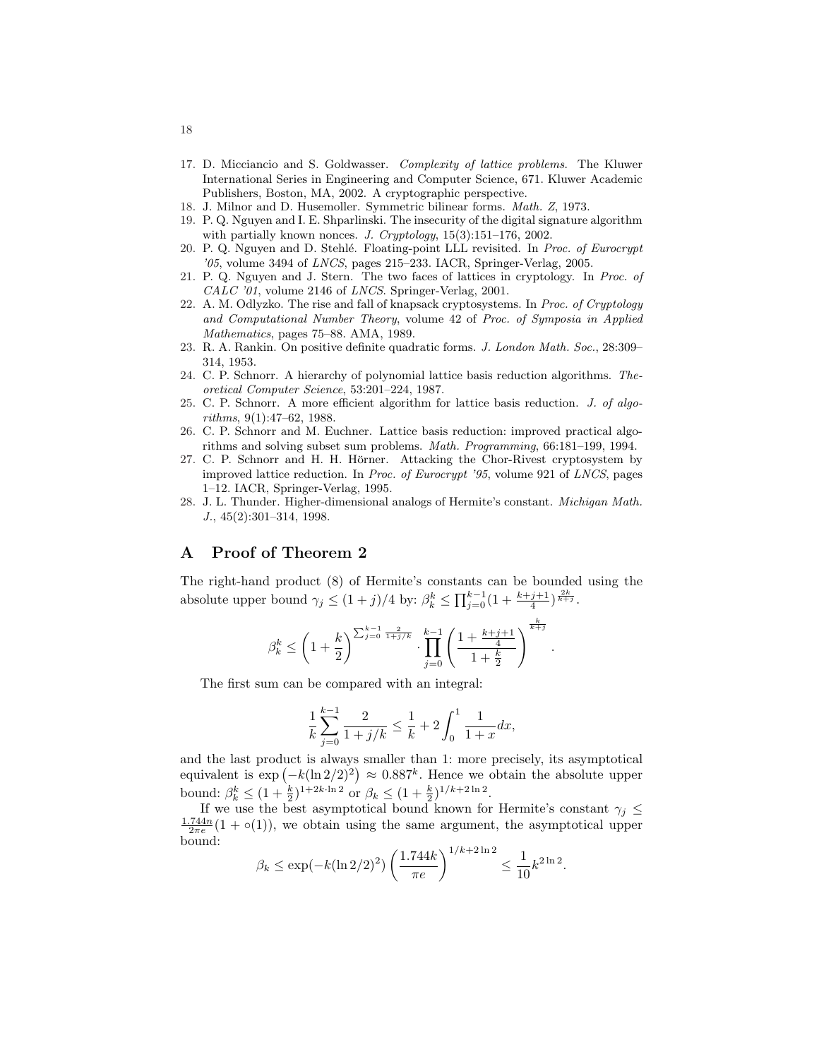17. D. Micciancio and S. Goldwasser. *Complexity of lattice problems*. The Kluwer International Series in Engineering and Computer Science, 671. Kluwer Academic Publishers, Boston, MA, 2002. A cryptographic perspective.
18. J. Milnor and D. Husemoller. Symmetric bilinear forms. *Math. Z*, 1973.
19. P. Q. Nguyen and I. E. Shparlinski. The insecurity of the digital signature algorithm with partially known nonces. *J. Cryptology*, 15(3):151–176, 2002.
20. P. Q. Nguyen and D. Stehlé. Floating-point LLL revisited. In *Proc. of Eurocrypt '05*, volume 3494 of *LNCS*, pages 215–233. IACR, Springer-Verlag, 2005.
21. P. Q. Nguyen and J. Stern. The two faces of lattices in cryptology. In *Proc. of CALC '01*, volume 2146 of *LNCS*. Springer-Verlag, 2001.
22. A. M. Odlyzko. The rise and fall of knapsack cryptosystems. In *Proc. of Cryptology and Computational Number Theory*, volume 42 of *Proc. of Symposia in Applied Mathematics*, pages 75–88. AMA, 1989.
23. R. A. Rankin. On positive definite quadratic forms. *J. London Math. Soc.*, 28:309–314, 1953.
24. C. P. Schnorr. A hierarchy of polynomial lattice basis reduction algorithms. *Theoretical Computer Science*, 53:201–224, 1987.
25. C. P. Schnorr. A more efficient algorithm for lattice basis reduction. *J. of algorithms*, 9(1):47–62, 1988.
26. C. P. Schnorr and M. Euchner. Lattice basis reduction: improved practical algorithms and solving subset sum problems. *Math. Programming*, 66:181–199, 1994.
27. C. P. Schnorr and H. H. Hörner. Attacking the Chor-Rivest cryptosystem by improved lattice reduction. In *Proc. of Eurocrypt '95*, volume 921 of *LNCS*, pages 1–12. IACR, Springer-Verlag, 1995.
28. J. L. Thunder. Higher-dimensional analogs of Hermite's constant. *Michigan Math. J.*, 45(2):301–314, 1998.

## A Proof of Theorem 2

The right-hand product (8) of Hermite's constants can be bounded using the absolute upper bound $\gamma_j \leq (1+j)/4$ by: $\beta_k^k \leq \prod_{j=0}^{k-1}(1+\frac{k+j+1}{4})^{\frac{2k}{k+j}}$.

$$\beta_k^k \leq \left(1+\frac{k}{2}\right)^{\sum_{j=0}^{k-1}\frac{2}{1+j/k}} \cdot \prod_{j=0}^{k-1}\left(\frac{1+\frac{k+j+1}{4}}{1+\frac{k}{2}}\right)^{\frac{k}{k+j}}.$$

The first sum can be compared with an integral:

$$\frac{1}{k}\sum_{j=0}^{k-1}\frac{2}{1+j/k} \leq \frac{1}{k} + 2\int_0^1 \frac{1}{1+x}dx,$$

and the last product is always smaller than 1: more precisely, its asymptotical equivalent is $\exp\left(-k(\ln 2/2)^2\right) \approx 0.887^k$. Hence we obtain the absolute upper bound: $\beta_k^k \leq (1+\frac{k}{2})^{1+2k\cdot\ln 2}$ or $\beta_k \leq (1+\frac{k}{2})^{1/k+2\ln 2}$.

If we use the best asymptotical bound known for Hermite's constant $\gamma_j \leq \frac{1.744n}{2\pi e}(1+\circ(1))$, we obtain using the same argument, the asymptotical upper bound:

$$\beta_k \leq \exp(-k(\ln 2/2)^2)\left(\frac{1.744k}{\pi e}\right)^{1/k+2\ln 2} \leq \frac{1}{10}k^{2\ln 2}.$$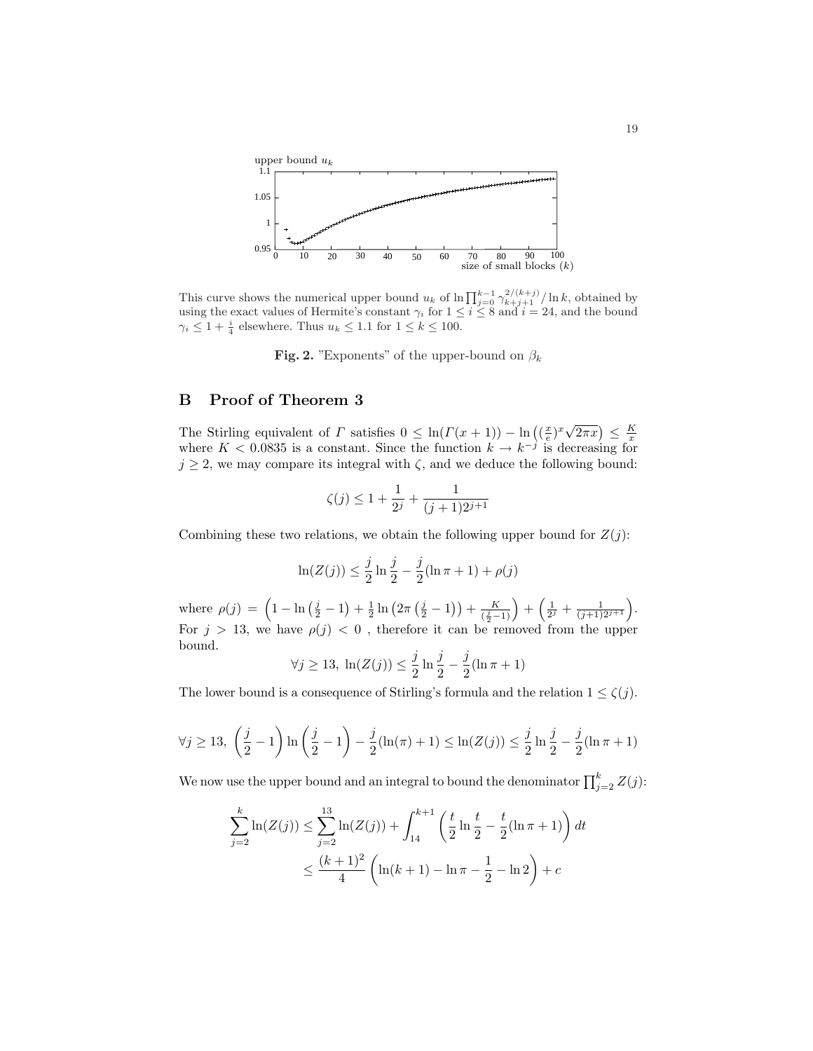This curve shows the numerical upper bound $u_k$ of $\ln \prod_{j=0}^{k-1} \gamma_{k+j+1}^{2/(k+j)} / \ln k$, obtained by using the exact values of Hermite's constant $\gamma_i$ for $1 \leq i \leq 8$ and $i = 24$, and the bound $\gamma_i \leq 1 + \frac{i}{4}$ elsewhere. Thus $u_k \leq 1.1$ for $1 \leq k \leq 100$.

**Fig. 2.** "Exponents" of the upper-bound on $\beta_k$

## B Proof of Theorem 3

The Stirling equivalent of $\Gamma$ satisfies $0 \leq \ln(\Gamma(x+1)) - \ln\left((\frac{x}{e})^x \sqrt{2\pi x}\right) \leq \frac{K}{x}$ where $K < 0.0835$ is a constant. Since the function $k \to k^{-j}$ is decreasing for $j \geq 2$, we may compare its integral with $\zeta$, and we deduce the following bound:

$$\zeta(j) \leq 1 + \frac{1}{2^j} + \frac{1}{(j+1)2^{j+1}}$$

Combining these two relations, we obtain the following upper bound for $Z(j)$:

$$\ln(Z(j)) \leq \frac{j}{2} \ln \frac{j}{2} - \frac{j}{2}(\ln \pi + 1) + \rho(j)$$

where $\rho(j) = \left(1 - \ln\left(\frac{j}{2} - 1\right) + \frac{1}{2}\ln\left(2\pi\left(\frac{j}{2} - 1\right)\right) + \frac{K}{(\frac{j}{2}-1)}\right) + \left(\frac{1}{2^j} + \frac{1}{(j+1)2^{j+1}}\right)$. For $j > 13$, we have $\rho(j) < 0$ , therefore it can be removed from the upper bound.

$$\forall j \geq 13,\ \ln(Z(j)) \leq \frac{j}{2} \ln \frac{j}{2} - \frac{j}{2}(\ln \pi + 1)$$

The lower bound is a consequence of Stirling's formula and the relation $1 \leq \zeta(j)$.

$$\forall j \geq 13,\ \left(\frac{j}{2} - 1\right) \ln\left(\frac{j}{2} - 1\right) - \frac{j}{2}(\ln(\pi) + 1) \leq \ln(Z(j)) \leq \frac{j}{2} \ln \frac{j}{2} - \frac{j}{2}(\ln \pi + 1)$$

We now use the upper bound and an integral to bound the denominator $\prod_{j=2}^{k} Z(j)$:

$$\begin{aligned}
\sum_{j=2}^{k} \ln(Z(j)) &\leq \sum_{j=2}^{13} \ln(Z(j)) + \int_{14}^{k+1} \left(\frac{t}{2} \ln \frac{t}{2} - \frac{t}{2}(\ln \pi + 1)\right) dt \\
&\leq \frac{(k+1)^2}{4} \left(\ln(k+1) - \ln \pi - \frac{1}{2} - \ln 2\right) + c
\end{aligned}$$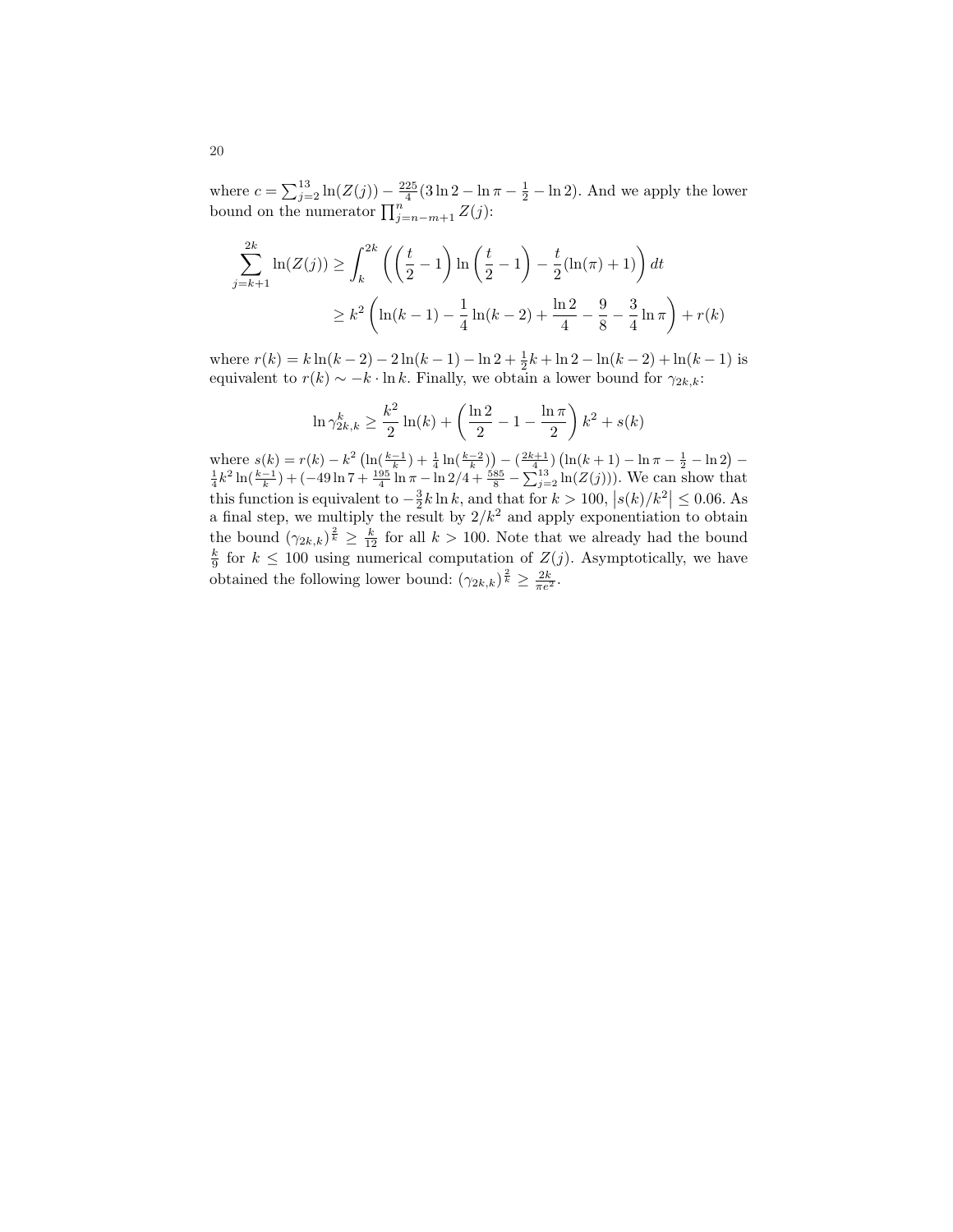where $c = \sum_{j=2}^{13} \ln(Z(j)) - \frac{225}{4}(3\ln 2 - \ln \pi - \frac{1}{2} - \ln 2)$. And we apply the lower bound on the numerator $\prod_{j=n-m+1}^{n} Z(j)$:

$$\sum_{j=k+1}^{2k} \ln(Z(j)) \geq \int_{k}^{2k} \left( \left(\frac{t}{2} - 1\right) \ln\left(\frac{t}{2} - 1\right) - \frac{t}{2}(\ln(\pi) + 1) \right) dt$$
$$\geq k^2 \left( \ln(k-1) - \frac{1}{4}\ln(k-2) + \frac{\ln 2}{4} - \frac{9}{8} - \frac{3}{4}\ln \pi \right) + r(k)$$

where $r(k) = k\ln(k-2) - 2\ln(k-1) - \ln 2 + \frac{1}{2}k + \ln 2 - \ln(k-2) + \ln(k-1)$ is equivalent to $r(k) \sim -k \cdot \ln k$. Finally, we obtain a lower bound for $\gamma_{2k,k}$:

$$\ln \gamma_{2k,k}^{k} \geq \frac{k^2}{2}\ln(k) + \left( \frac{\ln 2}{2} - 1 - \frac{\ln \pi}{2} \right) k^2 + s(k)$$

where $s(k) = r(k) - k^2 \left( \ln(\frac{k-1}{k}) + \frac{1}{4}\ln(\frac{k-2}{k}) \right) - (\frac{2k+1}{4}) \left( \ln(k+1) - \ln \pi - \frac{1}{2} - \ln 2 \right) - \frac{1}{4}k^2 \ln(\frac{k-1}{k}) + (-49\ln 7 + \frac{195}{4}\ln \pi - \ln 2/4 + \frac{585}{8} - \sum_{j=2}^{13} \ln(Z(j)))$. We can show that this function is equivalent to $-\frac{3}{2}k\ln k$, and that for $k > 100$, $\left|s(k)/k^2\right| \leq 0.06$. As a final step, we multiply the result by $2/k^2$ and apply exponentiation to obtain the bound $(\gamma_{2k,k})^{\frac{2}{k}} \geq \frac{k}{12}$ for all $k > 100$. Note that we already had the bound $\frac{k}{9}$ for $k \leq 100$ using numerical computation of $Z(j)$. Asymptotically, we have obtained the following lower bound: $(\gamma_{2k,k})^{\frac{2}{k}} \geq \frac{2k}{\pi e^2}$.